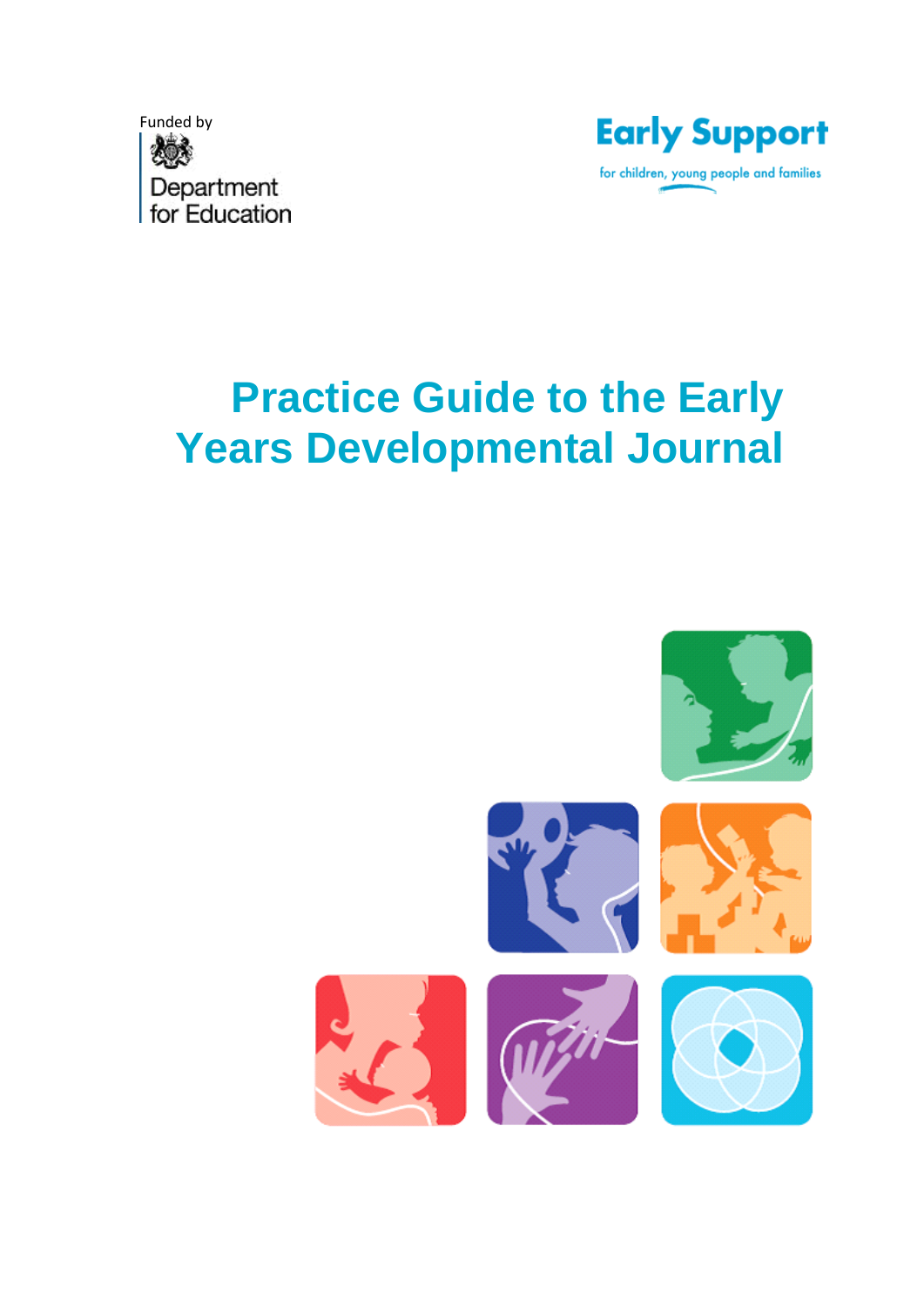Funded by

Department for Education

Early Support

for children, young people and families

# Practice Guide to the Early Years Developmental Journal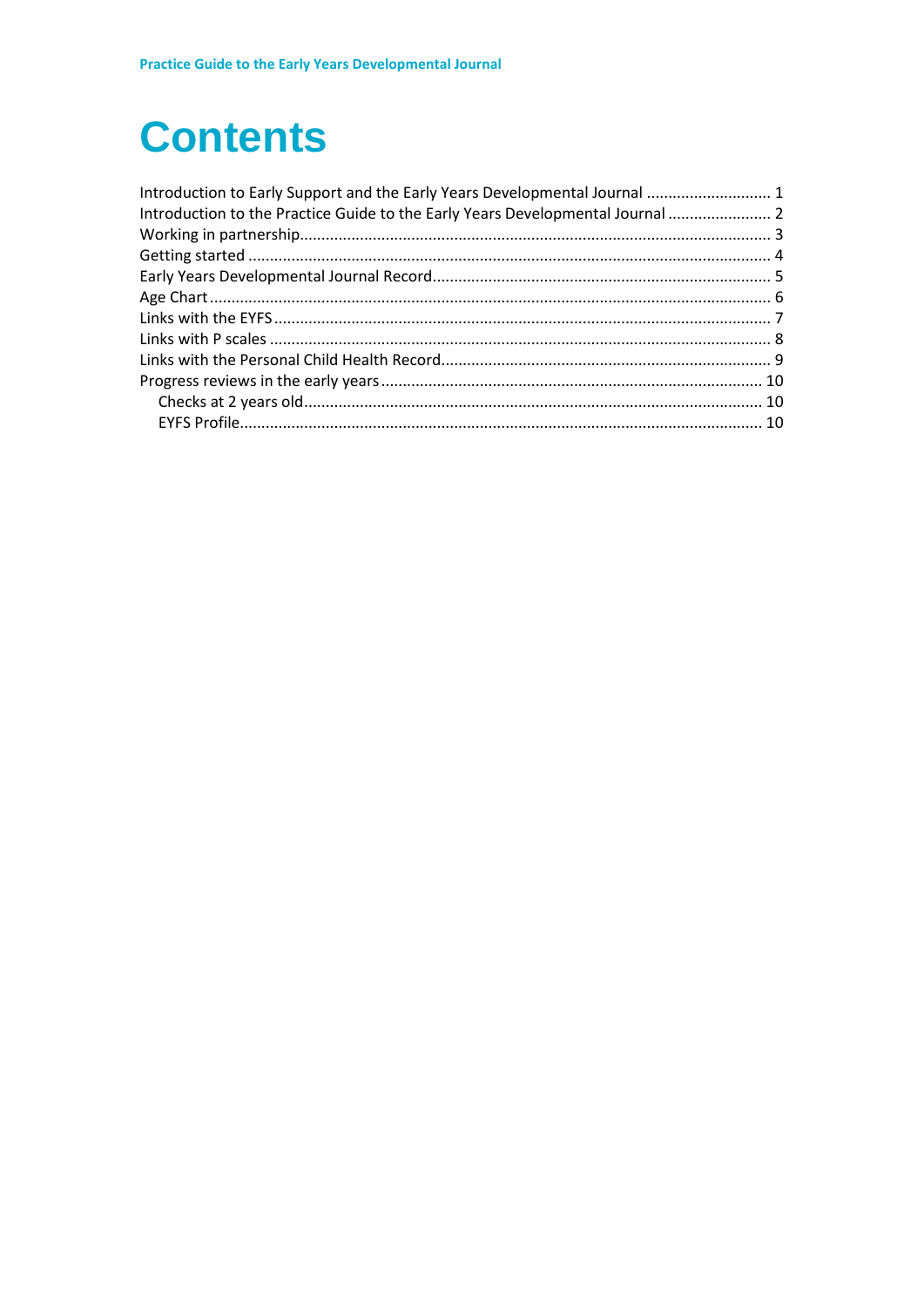# Contents

Introduction to Early Support and the Early Years Developmental Journal ............................ 1
Introduction to the Practice Guide to the Early Years Developmental Journal ........................ 2
Working in partnership ............................................................................................................ 3
Getting started ........................................................................................................................ 4
Early Years Developmental Journal Record ............................................................................. 5
Age Chart ................................................................................................................................. 6
Links with the EYFS .................................................................................................................. 7
Links with P scales ................................................................................................................... 8
Links with the Personal Child Health Record ........................................................................... 9
Progress reviews in the early years ........................................................................................ 10
- Checks at 2 years old ......................................................................................................... 10
- EYFS Profile ........................................................................................................................ 10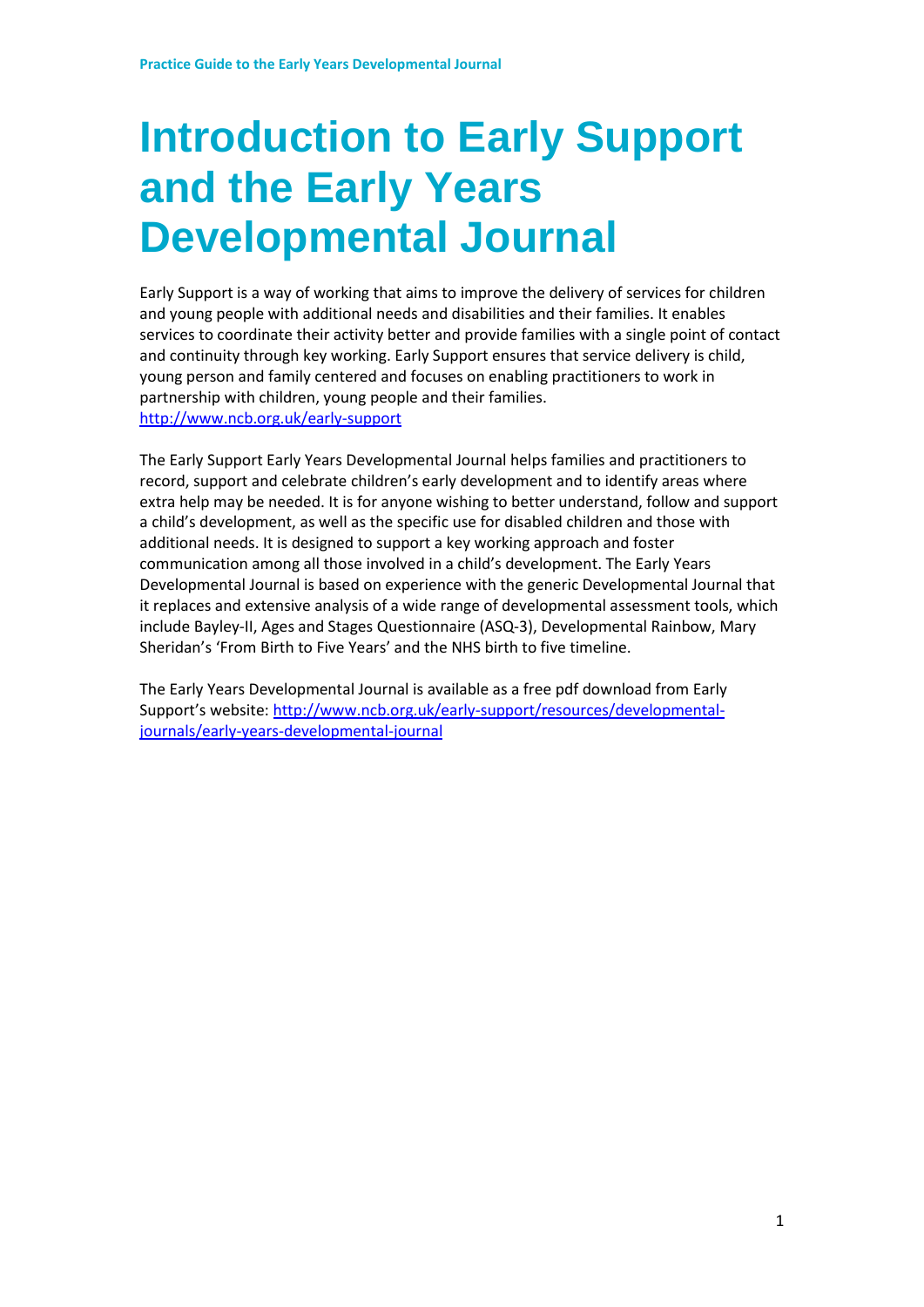# Introduction to Early Support and the Early Years Developmental Journal

Early Support is a way of working that aims to improve the delivery of services for children and young people with additional needs and disabilities and their families. It enables services to coordinate their activity better and provide families with a single point of contact and continuity through key working. Early Support ensures that service delivery is child, young person and family centered and focuses on enabling practitioners to work in partnership with children, young people and their families.
http://www.ncb.org.uk/early-support

The Early Support Early Years Developmental Journal helps families and practitioners to record, support and celebrate children's early development and to identify areas where extra help may be needed. It is for anyone wishing to better understand, follow and support a child's development, as well as the specific use for disabled children and those with additional needs. It is designed to support a key working approach and foster communication among all those involved in a child's development. The Early Years Developmental Journal is based on experience with the generic Developmental Journal that it replaces and extensive analysis of a wide range of developmental assessment tools, which include Bayley-II, Ages and Stages Questionnaire (ASQ-3), Developmental Rainbow, Mary Sheridan's 'From Birth to Five Years' and the NHS birth to five timeline.

The Early Years Developmental Journal is available as a free pdf download from Early Support's website: http://www.ncb.org.uk/early-support/resources/developmental-journals/early-years-developmental-journal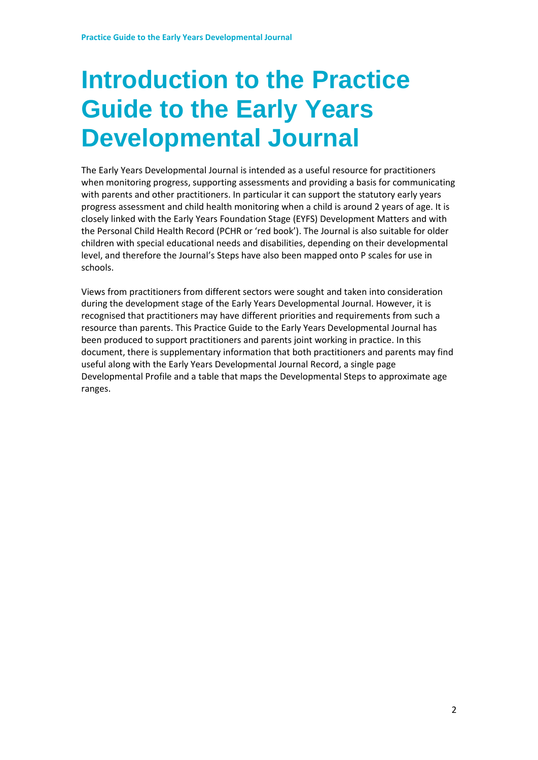# Introduction to the Practice Guide to the Early Years Developmental Journal

The Early Years Developmental Journal is intended as a useful resource for practitioners when monitoring progress, supporting assessments and providing a basis for communicating with parents and other practitioners. In particular it can support the statutory early years progress assessment and child health monitoring when a child is around 2 years of age. It is closely linked with the Early Years Foundation Stage (EYFS) Development Matters and with the Personal Child Health Record (PCHR or 'red book'). The Journal is also suitable for older children with special educational needs and disabilities, depending on their developmental level, and therefore the Journal's Steps have also been mapped onto P scales for use in schools.

Views from practitioners from different sectors were sought and taken into consideration during the development stage of the Early Years Developmental Journal. However, it is recognised that practitioners may have different priorities and requirements from such a resource than parents. This Practice Guide to the Early Years Developmental Journal has been produced to support practitioners and parents joint working in practice. In this document, there is supplementary information that both practitioners and parents may find useful along with the Early Years Developmental Journal Record, a single page Developmental Profile and a table that maps the Developmental Steps to approximate age ranges.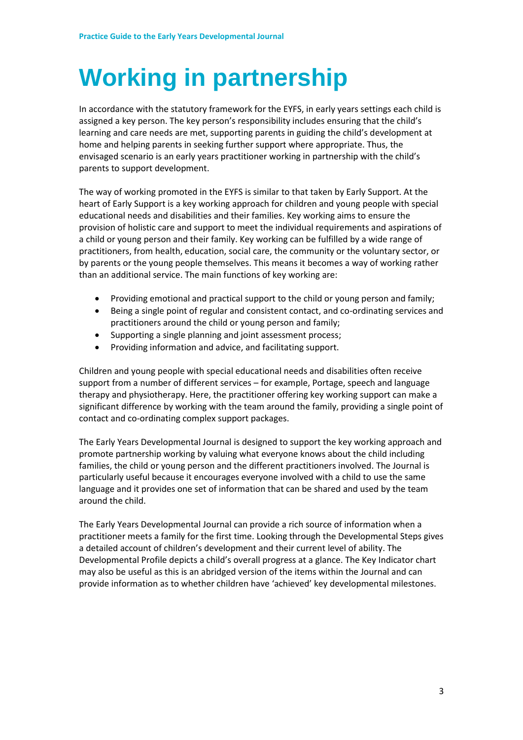# Working in partnership

In accordance with the statutory framework for the EYFS, in early years settings each child is assigned a key person. The key person's responsibility includes ensuring that the child's learning and care needs are met, supporting parents in guiding the child's development at home and helping parents in seeking further support where appropriate. Thus, the envisaged scenario is an early years practitioner working in partnership with the child's parents to support development.

The way of working promoted in the EYFS is similar to that taken by Early Support. At the heart of Early Support is a key working approach for children and young people with special educational needs and disabilities and their families. Key working aims to ensure the provision of holistic care and support to meet the individual requirements and aspirations of a child or young person and their family. Key working can be fulfilled by a wide range of practitioners, from health, education, social care, the community or the voluntary sector, or by parents or the young people themselves. This means it becomes a way of working rather than an additional service. The main functions of key working are:

- Providing emotional and practical support to the child or young person and family;
- Being a single point of regular and consistent contact, and co-ordinating services and practitioners around the child or young person and family;
- Supporting a single planning and joint assessment process;
- Providing information and advice, and facilitating support.

Children and young people with special educational needs and disabilities often receive support from a number of different services – for example, Portage, speech and language therapy and physiotherapy. Here, the practitioner offering key working support can make a significant difference by working with the team around the family, providing a single point of contact and co-ordinating complex support packages.

The Early Years Developmental Journal is designed to support the key working approach and promote partnership working by valuing what everyone knows about the child including families, the child or young person and the different practitioners involved. The Journal is particularly useful because it encourages everyone involved with a child to use the same language and it provides one set of information that can be shared and used by the team around the child.

The Early Years Developmental Journal can provide a rich source of information when a practitioner meets a family for the first time. Looking through the Developmental Steps gives a detailed account of children's development and their current level of ability. The Developmental Profile depicts a child's overall progress at a glance. The Key Indicator chart may also be useful as this is an abridged version of the items within the Journal and can provide information as to whether children have 'achieved' key developmental milestones.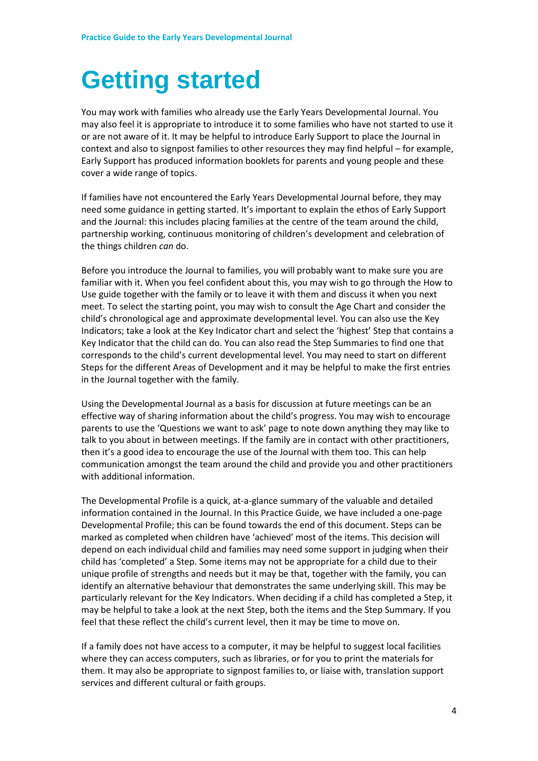# Getting started

You may work with families who already use the Early Years Developmental Journal. You may also feel it is appropriate to introduce it to some families who have not started to use it or are not aware of it. It may be helpful to introduce Early Support to place the Journal in context and also to signpost families to other resources they may find helpful – for example, Early Support has produced information booklets for parents and young people and these cover a wide range of topics.

If families have not encountered the Early Years Developmental Journal before, they may need some guidance in getting started. It's important to explain the ethos of Early Support and the Journal: this includes placing families at the centre of the team around the child, partnership working, continuous monitoring of children's development and celebration of the things children *can* do.

Before you introduce the Journal to families, you will probably want to make sure you are familiar with it. When you feel confident about this, you may wish to go through the How to Use guide together with the family or to leave it with them and discuss it when you next meet. To select the starting point, you may wish to consult the Age Chart and consider the child's chronological age and approximate developmental level. You can also use the Key Indicators; take a look at the Key Indicator chart and select the 'highest' Step that contains a Key Indicator that the child can do. You can also read the Step Summaries to find one that corresponds to the child's current developmental level. You may need to start on different Steps for the different Areas of Development and it may be helpful to make the first entries in the Journal together with the family.

Using the Developmental Journal as a basis for discussion at future meetings can be an effective way of sharing information about the child's progress. You may wish to encourage parents to use the 'Questions we want to ask' page to note down anything they may like to talk to you about in between meetings. If the family are in contact with other practitioners, then it's a good idea to encourage the use of the Journal with them too. This can help communication amongst the team around the child and provide you and other practitioners with additional information.

The Developmental Profile is a quick, at-a-glance summary of the valuable and detailed information contained in the Journal. In this Practice Guide, we have included a one-page Developmental Profile; this can be found towards the end of this document. Steps can be marked as completed when children have 'achieved' most of the items. This decision will depend on each individual child and families may need some support in judging when their child has 'completed' a Step. Some items may not be appropriate for a child due to their unique profile of strengths and needs but it may be that, together with the family, you can identify an alternative behaviour that demonstrates the same underlying skill. This may be particularly relevant for the Key Indicators. When deciding if a child has completed a Step, it may be helpful to take a look at the next Step, both the items and the Step Summary. If you feel that these reflect the child's current level, then it may be time to move on.

If a family does not have access to a computer, it may be helpful to suggest local facilities where they can access computers, such as libraries, or for you to print the materials for them. It may also be appropriate to signpost families to, or liaise with, translation support services and different cultural or faith groups.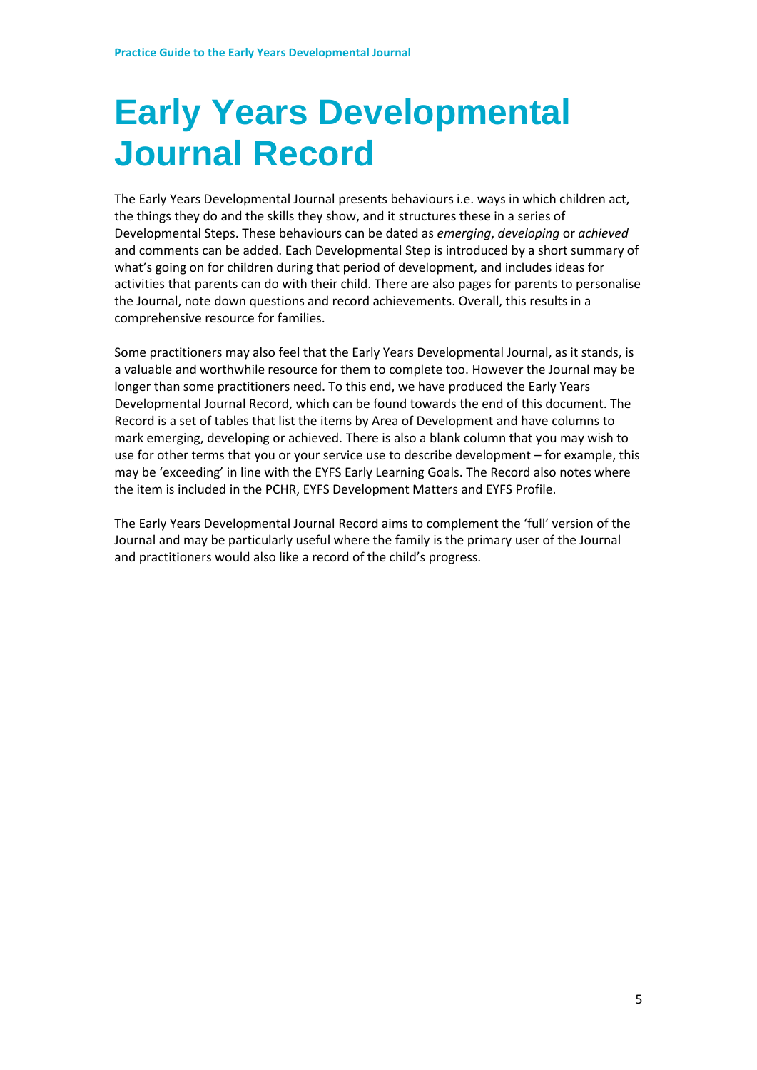# Early Years Developmental Journal Record

The Early Years Developmental Journal presents behaviours i.e. ways in which children act, the things they do and the skills they show, and it structures these in a series of Developmental Steps. These behaviours can be dated as *emerging*, *developing* or *achieved* and comments can be added. Each Developmental Step is introduced by a short summary of what's going on for children during that period of development, and includes ideas for activities that parents can do with their child. There are also pages for parents to personalise the Journal, note down questions and record achievements. Overall, this results in a comprehensive resource for families.

Some practitioners may also feel that the Early Years Developmental Journal, as it stands, is a valuable and worthwhile resource for them to complete too. However the Journal may be longer than some practitioners need. To this end, we have produced the Early Years Developmental Journal Record, which can be found towards the end of this document. The Record is a set of tables that list the items by Area of Development and have columns to mark emerging, developing or achieved. There is also a blank column that you may wish to use for other terms that you or your service use to describe development – for example, this may be 'exceeding' in line with the EYFS Early Learning Goals. The Record also notes where the item is included in the PCHR, EYFS Development Matters and EYFS Profile.

The Early Years Developmental Journal Record aims to complement the 'full' version of the Journal and may be particularly useful where the family is the primary user of the Journal and practitioners would also like a record of the child's progress.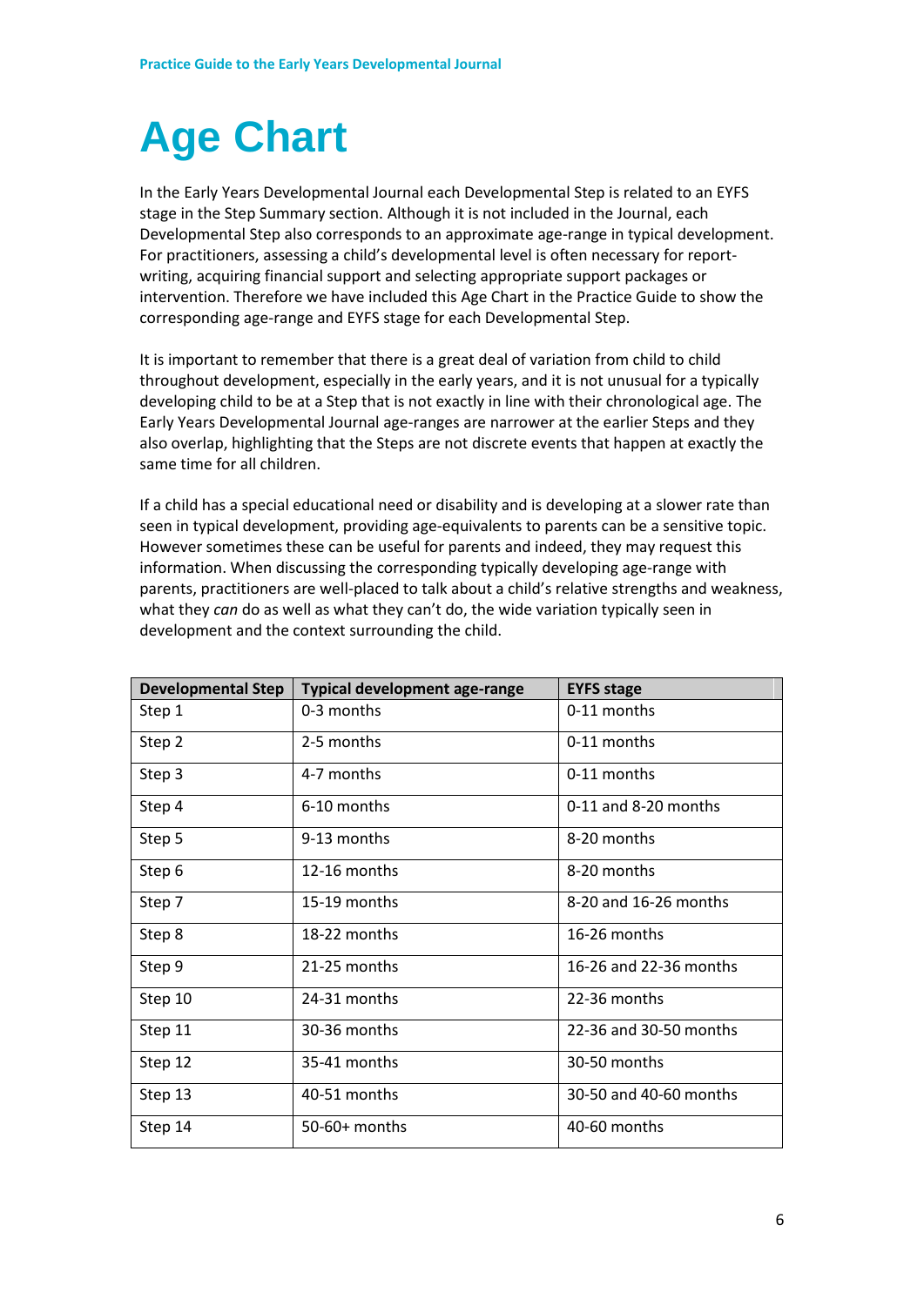# Age Chart

In the Early Years Developmental Journal each Developmental Step is related to an EYFS stage in the Step Summary section. Although it is not included in the Journal, each Developmental Step also corresponds to an approximate age-range in typical development. For practitioners, assessing a child's developmental level is often necessary for report-writing, acquiring financial support and selecting appropriate support packages or intervention. Therefore we have included this Age Chart in the Practice Guide to show the corresponding age-range and EYFS stage for each Developmental Step.

It is important to remember that there is a great deal of variation from child to child throughout development, especially in the early years, and it is not unusual for a typically developing child to be at a Step that is not exactly in line with their chronological age. The Early Years Developmental Journal age-ranges are narrower at the earlier Steps and they also overlap, highlighting that the Steps are not discrete events that happen at exactly the same time for all children.

If a child has a special educational need or disability and is developing at a slower rate than seen in typical development, providing age-equivalents to parents can be a sensitive topic. However sometimes these can be useful for parents and indeed, they may request this information. When discussing the corresponding typically developing age-range with parents, practitioners are well-placed to talk about a child's relative strengths and weakness, what they *can* do as well as what they can't do, the wide variation typically seen in development and the context surrounding the child.

| Developmental Step | Typical development age-range | EYFS stage |
|---|---|---|
| Step 1 | 0-3 months | 0-11 months |
| Step 2 | 2-5 months | 0-11 months |
| Step 3 | 4-7 months | 0-11 months |
| Step 4 | 6-10 months | 0-11 and 8-20 months |
| Step 5 | 9-13 months | 8-20 months |
| Step 6 | 12-16 months | 8-20 months |
| Step 7 | 15-19 months | 8-20 and 16-26 months |
| Step 8 | 18-22 months | 16-26 months |
| Step 9 | 21-25 months | 16-26 and 22-36 months |
| Step 10 | 24-31 months | 22-36 months |
| Step 11 | 30-36 months | 22-36 and 30-50 months |
| Step 12 | 35-41 months | 30-50 months |
| Step 13 | 40-51 months | 30-50 and 40-60 months |
| Step 14 | 50-60+ months | 40-60 months |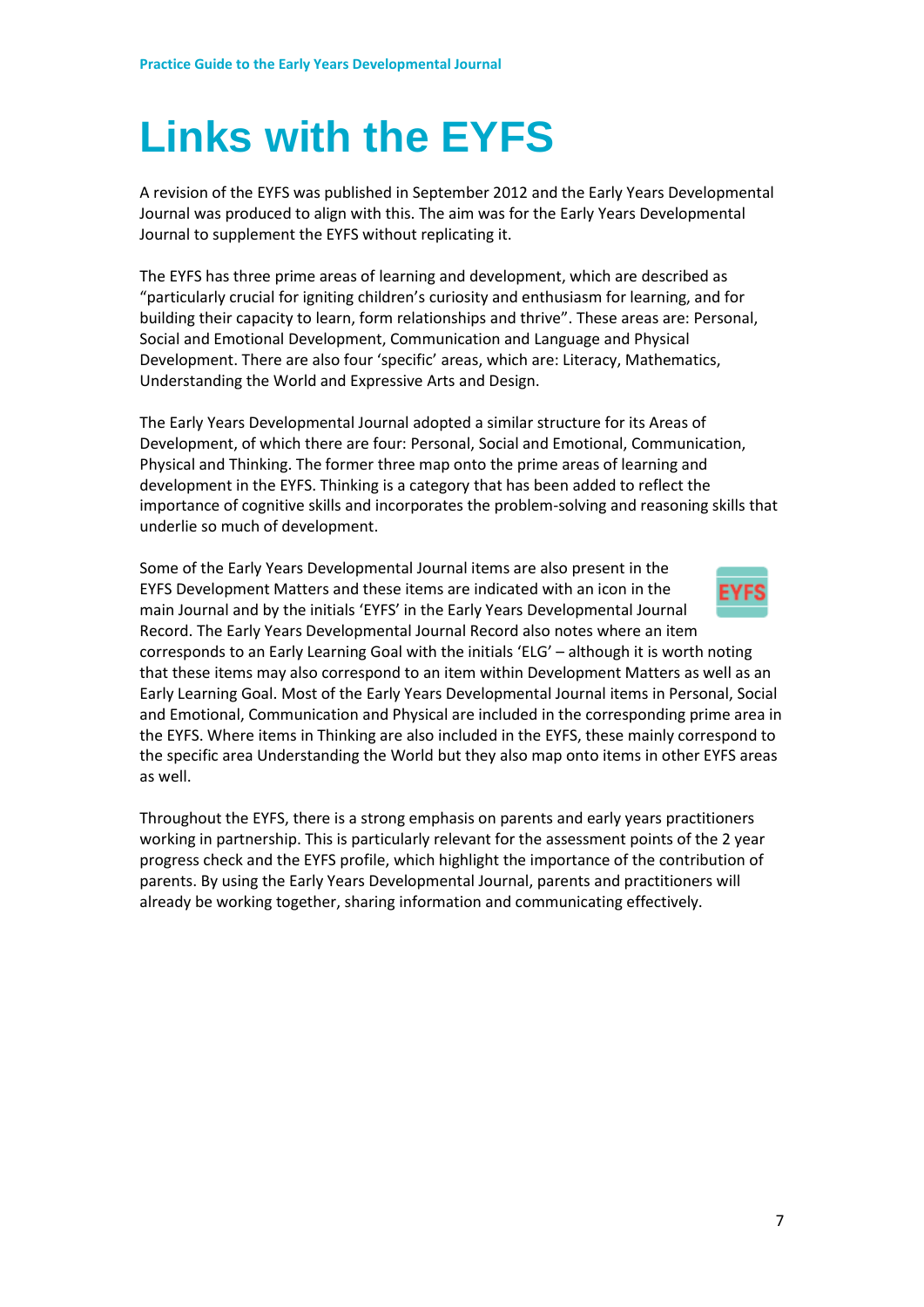# Links with the EYFS

A revision of the EYFS was published in September 2012 and the Early Years Developmental Journal was produced to align with this. The aim was for the Early Years Developmental Journal to supplement the EYFS without replicating it.

The EYFS has three prime areas of learning and development, which are described as "particularly crucial for igniting children's curiosity and enthusiasm for learning, and for building their capacity to learn, form relationships and thrive". These areas are: Personal, Social and Emotional Development, Communication and Language and Physical Development. There are also four 'specific' areas, which are: Literacy, Mathematics, Understanding the World and Expressive Arts and Design.

The Early Years Developmental Journal adopted a similar structure for its Areas of Development, of which there are four: Personal, Social and Emotional, Communication, Physical and Thinking. The former three map onto the prime areas of learning and development in the EYFS. Thinking is a category that has been added to reflect the importance of cognitive skills and incorporates the problem-solving and reasoning skills that underlie so much of development.

Some of the Early Years Developmental Journal items are also present in the EYFS Development Matters and these items are indicated with an icon in the main Journal and by the initials 'EYFS' in the Early Years Developmental Journal Record. The Early Years Developmental Journal Record also notes where an item corresponds to an Early Learning Goal with the initials 'ELG' – although it is worth noting that these items may also correspond to an item within Development Matters as well as an Early Learning Goal. Most of the Early Years Developmental Journal items in Personal, Social and Emotional, Communication and Physical are included in the corresponding prime area in the EYFS. Where items in Thinking are also included in the EYFS, these mainly correspond to the specific area Understanding the World but they also map onto items in other EYFS areas as well.

Throughout the EYFS, there is a strong emphasis on parents and early years practitioners working in partnership. This is particularly relevant for the assessment points of the 2 year progress check and the EYFS profile, which highlight the importance of the contribution of parents. By using the Early Years Developmental Journal, parents and practitioners will already be working together, sharing information and communicating effectively.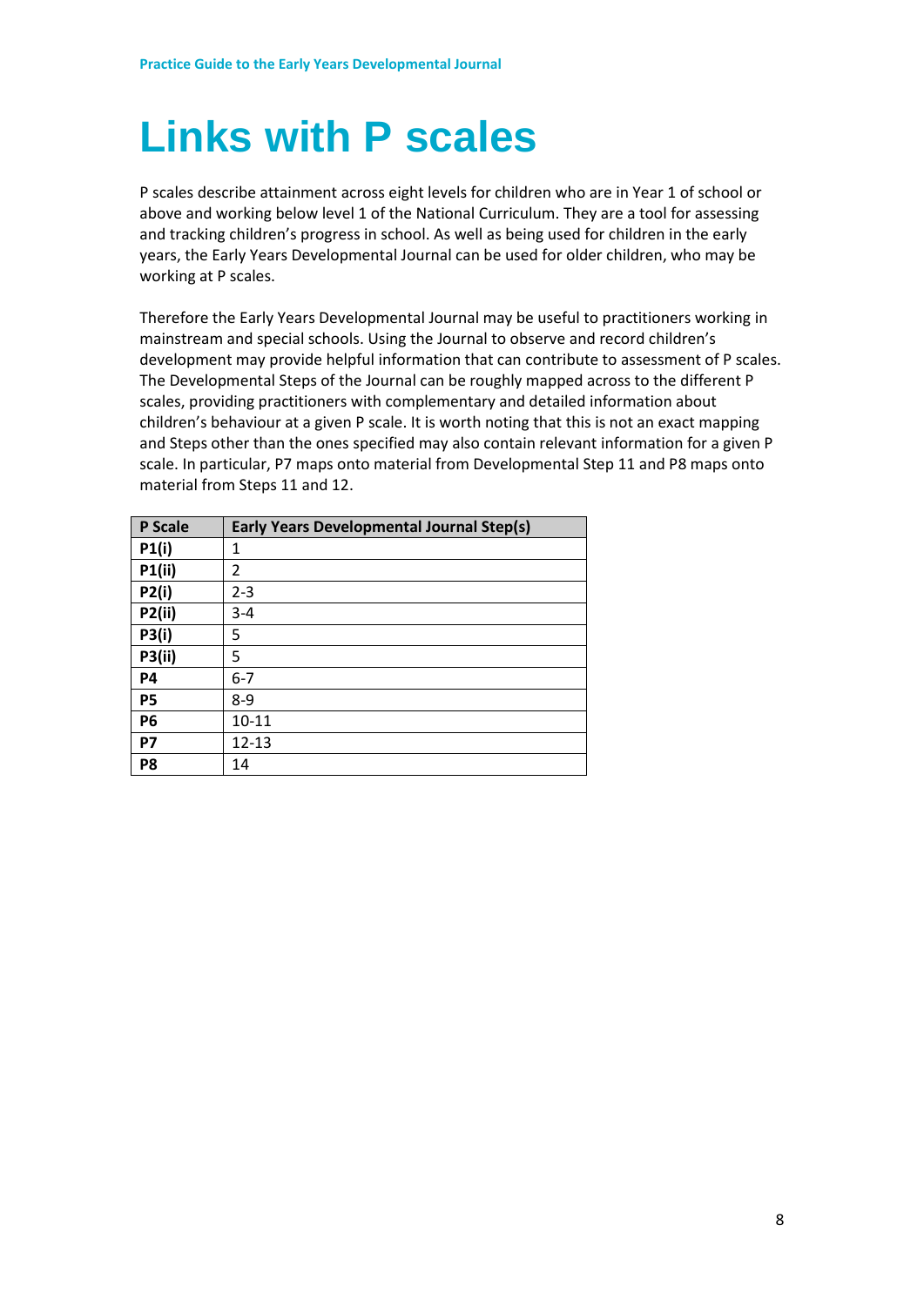# Links with P scales

P scales describe attainment across eight levels for children who are in Year 1 of school or above and working below level 1 of the National Curriculum. They are a tool for assessing and tracking children's progress in school. As well as being used for children in the early years, the Early Years Developmental Journal can be used for older children, who may be working at P scales.

Therefore the Early Years Developmental Journal may be useful to practitioners working in mainstream and special schools. Using the Journal to observe and record children's development may provide helpful information that can contribute to assessment of P scales. The Developmental Steps of the Journal can be roughly mapped across to the different P scales, providing practitioners with complementary and detailed information about children's behaviour at a given P scale. It is worth noting that this is not an exact mapping and Steps other than the ones specified may also contain relevant information for a given P scale. In particular, P7 maps onto material from Developmental Step 11 and P8 maps onto material from Steps 11 and 12.

| P Scale | Early Years Developmental Journal Step(s) |
|---|---|
| **P1(i)** | 1 |
| **P1(ii)** | 2 |
| **P2(i)** | 2-3 |
| **P2(ii)** | 3-4 |
| **P3(i)** | 5 |
| **P3(ii)** | 5 |
| **P4** | 6-7 |
| **P5** | 8-9 |
| **P6** | 10-11 |
| **P7** | 12-13 |
| **P8** | 14 |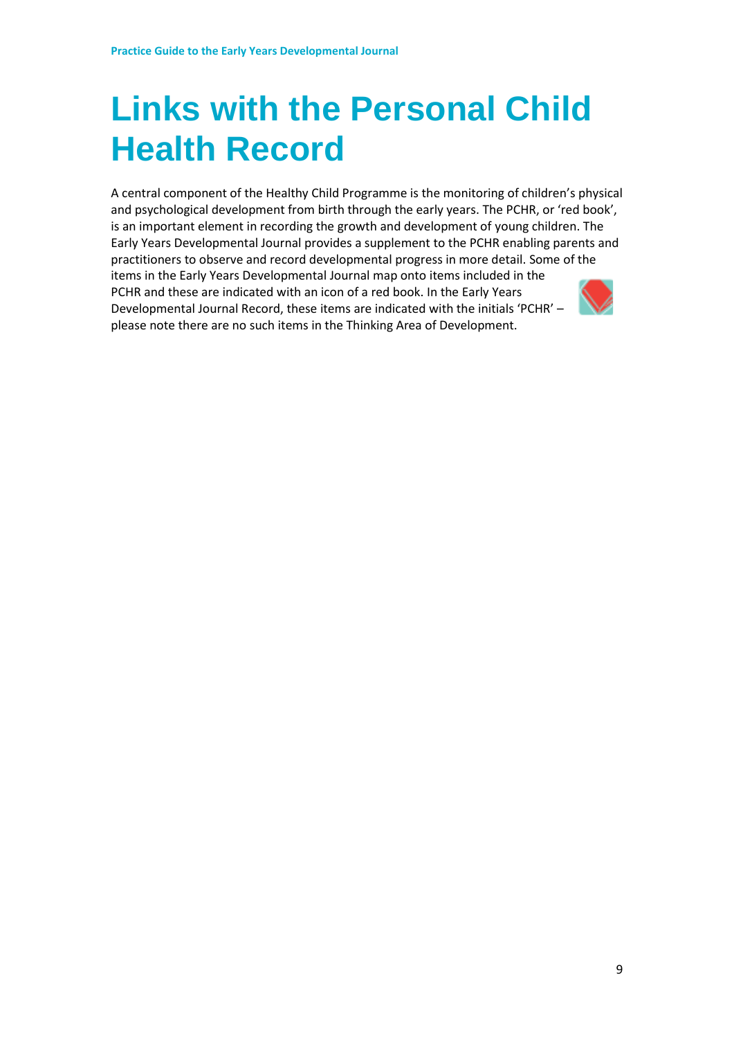# Links with the Personal Child Health Record

A central component of the Healthy Child Programme is the monitoring of children's physical and psychological development from birth through the early years. The PCHR, or 'red book', is an important element in recording the growth and development of young children. The Early Years Developmental Journal provides a supplement to the PCHR enabling parents and practitioners to observe and record developmental progress in more detail. Some of the items in the Early Years Developmental Journal map onto items included in the PCHR and these are indicated with an icon of a red book. In the Early Years Developmental Journal Record, these items are indicated with the initials 'PCHR' – please note there are no such items in the Thinking Area of Development.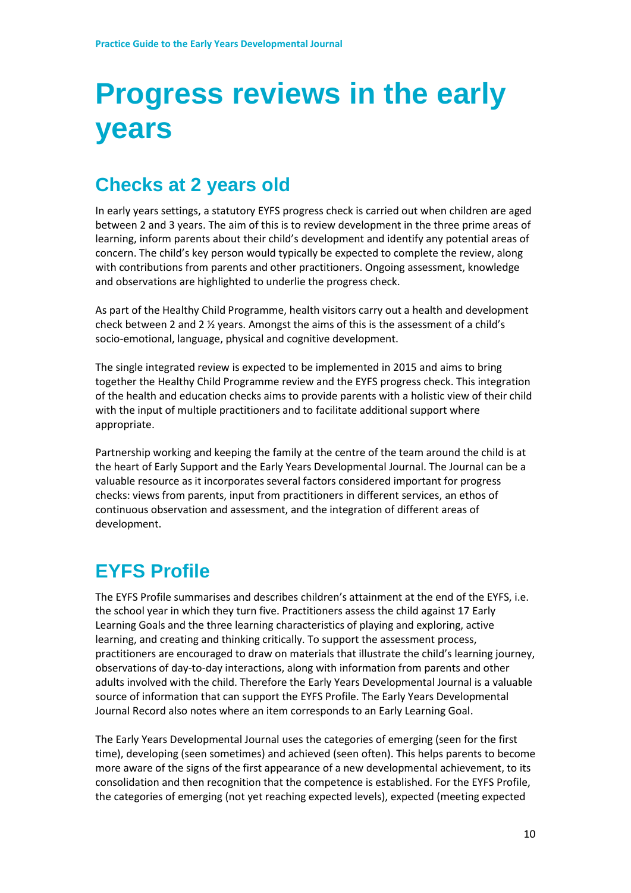# Progress reviews in the early years

## Checks at 2 years old

In early years settings, a statutory EYFS progress check is carried out when children are aged between 2 and 3 years. The aim of this is to review development in the three prime areas of learning, inform parents about their child's development and identify any potential areas of concern. The child's key person would typically be expected to complete the review, along with contributions from parents and other practitioners. Ongoing assessment, knowledge and observations are highlighted to underlie the progress check.

As part of the Healthy Child Programme, health visitors carry out a health and development check between 2 and 2 ½ years. Amongst the aims of this is the assessment of a child's socio-emotional, language, physical and cognitive development.

The single integrated review is expected to be implemented in 2015 and aims to bring together the Healthy Child Programme review and the EYFS progress check. This integration of the health and education checks aims to provide parents with a holistic view of their child with the input of multiple practitioners and to facilitate additional support where appropriate.

Partnership working and keeping the family at the centre of the team around the child is at the heart of Early Support and the Early Years Developmental Journal. The Journal can be a valuable resource as it incorporates several factors considered important for progress checks: views from parents, input from practitioners in different services, an ethos of continuous observation and assessment, and the integration of different areas of development.

## EYFS Profile

The EYFS Profile summarises and describes children's attainment at the end of the EYFS, i.e. the school year in which they turn five. Practitioners assess the child against 17 Early Learning Goals and the three learning characteristics of playing and exploring, active learning, and creating and thinking critically. To support the assessment process, practitioners are encouraged to draw on materials that illustrate the child's learning journey, observations of day-to-day interactions, along with information from parents and other adults involved with the child. Therefore the Early Years Developmental Journal is a valuable source of information that can support the EYFS Profile. The Early Years Developmental Journal Record also notes where an item corresponds to an Early Learning Goal.

The Early Years Developmental Journal uses the categories of emerging (seen for the first time), developing (seen sometimes) and achieved (seen often). This helps parents to become more aware of the signs of the first appearance of a new developmental achievement, to its consolidation and then recognition that the competence is established. For the EYFS Profile, the categories of emerging (not yet reaching expected levels), expected (meeting expected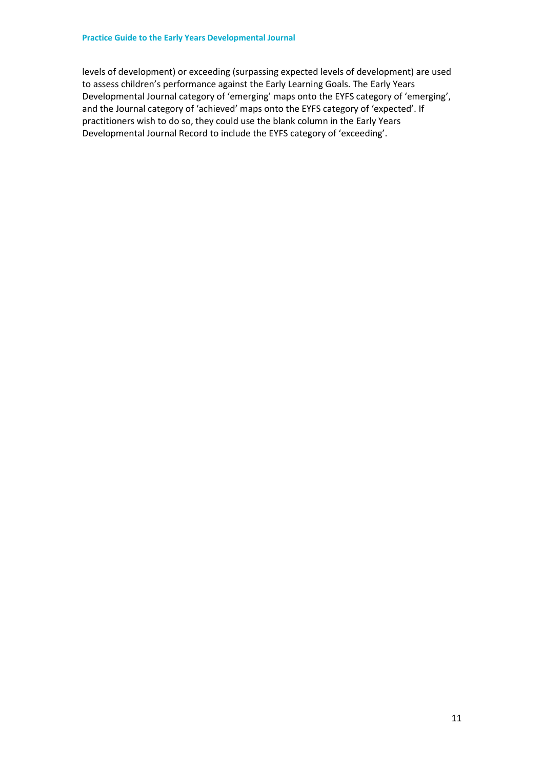levels of development) or exceeding (surpassing expected levels of development) are used to assess children's performance against the Early Learning Goals. The Early Years Developmental Journal category of 'emerging' maps onto the EYFS category of 'emerging', and the Journal category of 'achieved' maps onto the EYFS category of 'expected'. If practitioners wish to do so, they could use the blank column in the Early Years Developmental Journal Record to include the EYFS category of 'exceeding'.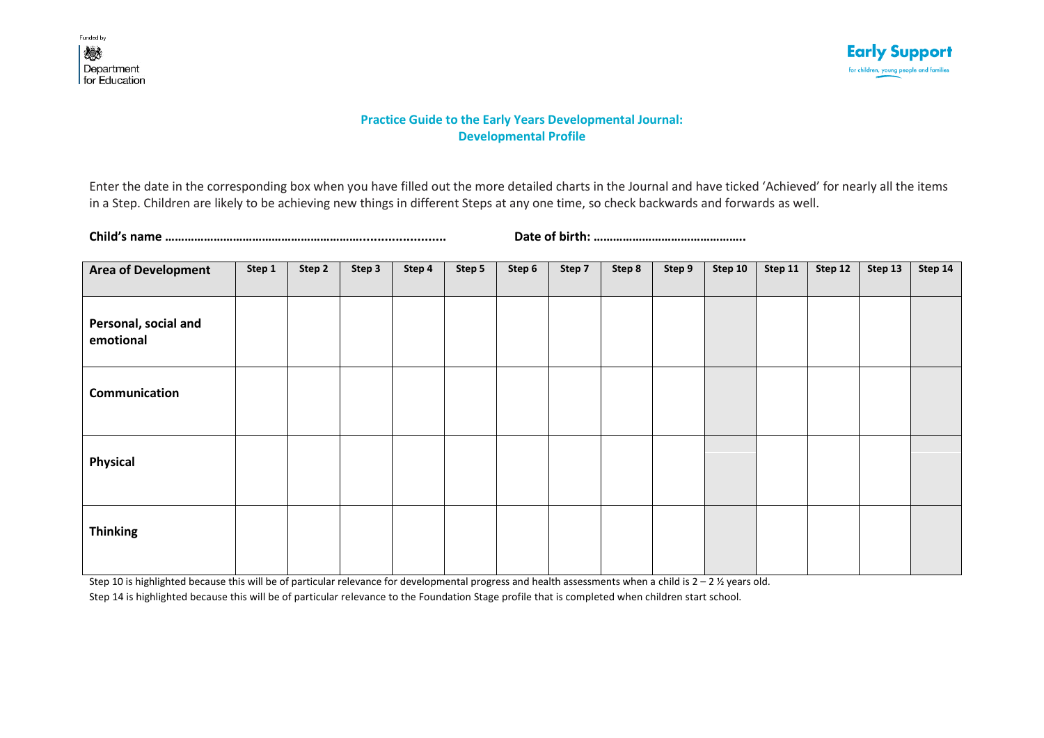Funded by Department for Education

**Early Support** for children, young people and families

## Practice Guide to the Early Years Developmental Journal: Developmental Profile

Enter the date in the corresponding box when you have filled out the more detailed charts in the Journal and have ticked 'Achieved' for nearly all the items in a Step. Children are likely to be achieving new things in different Steps at any one time, so check backwards and forwards as well.

**Child's name ………………………………………………………........................** **Date of birth: ……………………………………….**

| Area of Development | Step 1 | Step 2 | Step 3 | Step 4 | Step 5 | Step 6 | Step 7 | Step 8 | Step 9 | Step 10 | Step 11 | Step 12 | Step 13 | Step 14 |
|---|---|---|---|---|---|---|---|---|---|---|---|---|---|---|
| **Personal, social and emotional** | | | | | | | | | | | | | | |
| **Communication** | | | | | | | | | | | | | | |
| **Physical** | | | | | | | | | | | | | | |
| **Thinking** | | | | | | | | | | | | | | |

Step 10 is highlighted because this will be of particular relevance for developmental progress and health assessments when a child is 2 – 2 ½ years old.

Step 14 is highlighted because this will be of particular relevance to the Foundation Stage profile that is completed when children start school.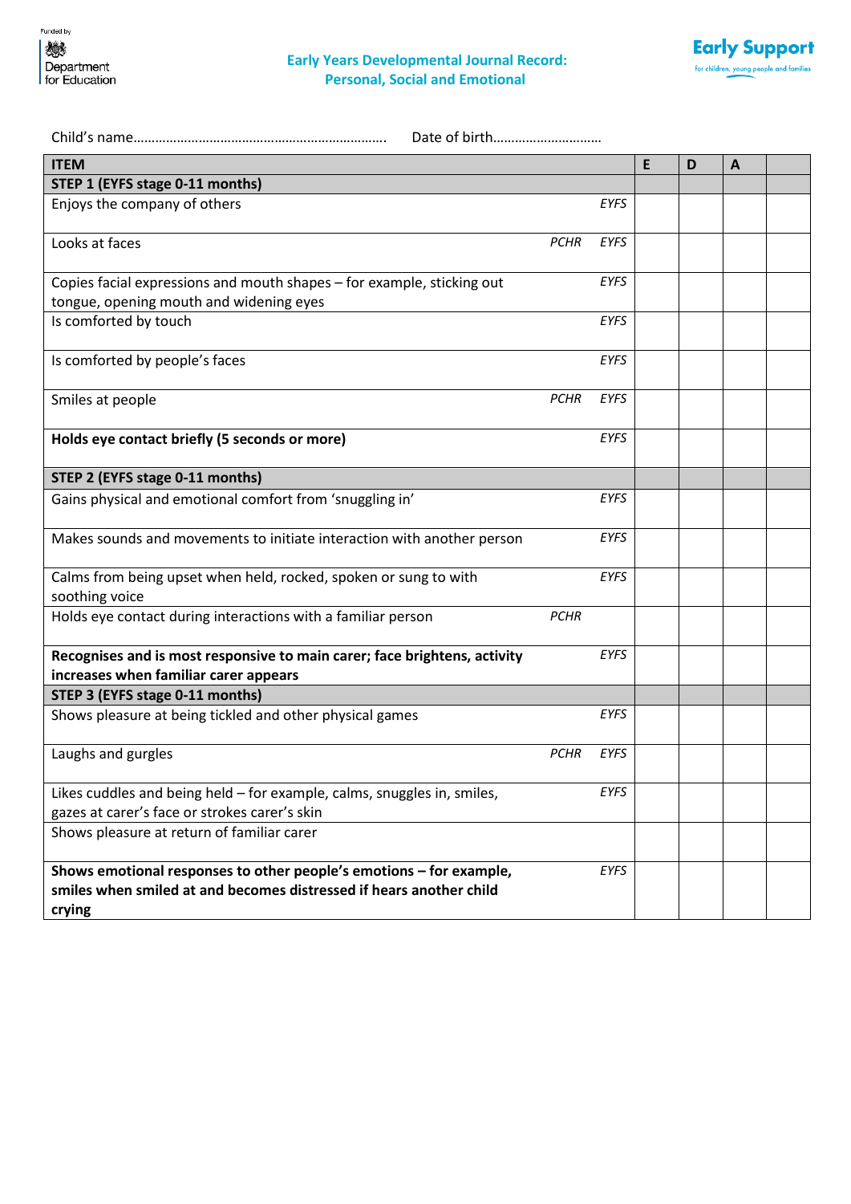Funded by Department for Education

Early Support — for children, young people and families

# Early Years Developmental Journal Record: Personal, Social and Emotional

Child's name…………………………………………………………….  Date of birth………………………..

| ITEM | | | E | D | A | |
|---|---|---|---|---|---|---|
| **STEP 1 (EYFS stage 0-11 months)** | | | | | | |
| Enjoys the company of others | | *EYFS* | | | | |
| Looks at faces | *PCHR* | *EYFS* | | | | |
| Copies facial expressions and mouth shapes – for example, sticking out tongue, opening mouth and widening eyes | | *EYFS* | | | | |
| Is comforted by touch | | *EYFS* | | | | |
| Is comforted by people's faces | | *EYFS* | | | | |
| Smiles at people | *PCHR* | *EYFS* | | | | |
| **Holds eye contact briefly (5 seconds or more)** | | *EYFS* | | | | |
| **STEP 2 (EYFS stage 0-11 months)** | | | | | | |
| Gains physical and emotional comfort from 'snuggling in' | | *EYFS* | | | | |
| Makes sounds and movements to initiate interaction with another person | | *EYFS* | | | | |
| Calms from being upset when held, rocked, spoken or sung to with soothing voice | | *EYFS* | | | | |
| Holds eye contact during interactions with a familiar person | *PCHR* | | | | | |
| **Recognises and is most responsive to main carer; face brightens, activity increases when familiar carer appears** | | *EYFS* | | | | |
| **STEP 3 (EYFS stage 0-11 months)** | | | | | | |
| Shows pleasure at being tickled and other physical games | | *EYFS* | | | | |
| Laughs and gurgles | *PCHR* | *EYFS* | | | | |
| Likes cuddles and being held – for example, calms, snuggles in, smiles, gazes at carer's face or strokes carer's skin | | *EYFS* | | | | |
| Shows pleasure at return of familiar carer | | | | | | |
| **Shows emotional responses to other people's emotions – for example, smiles when smiled at and becomes distressed if hears another child crying** | | *EYFS* | | | | |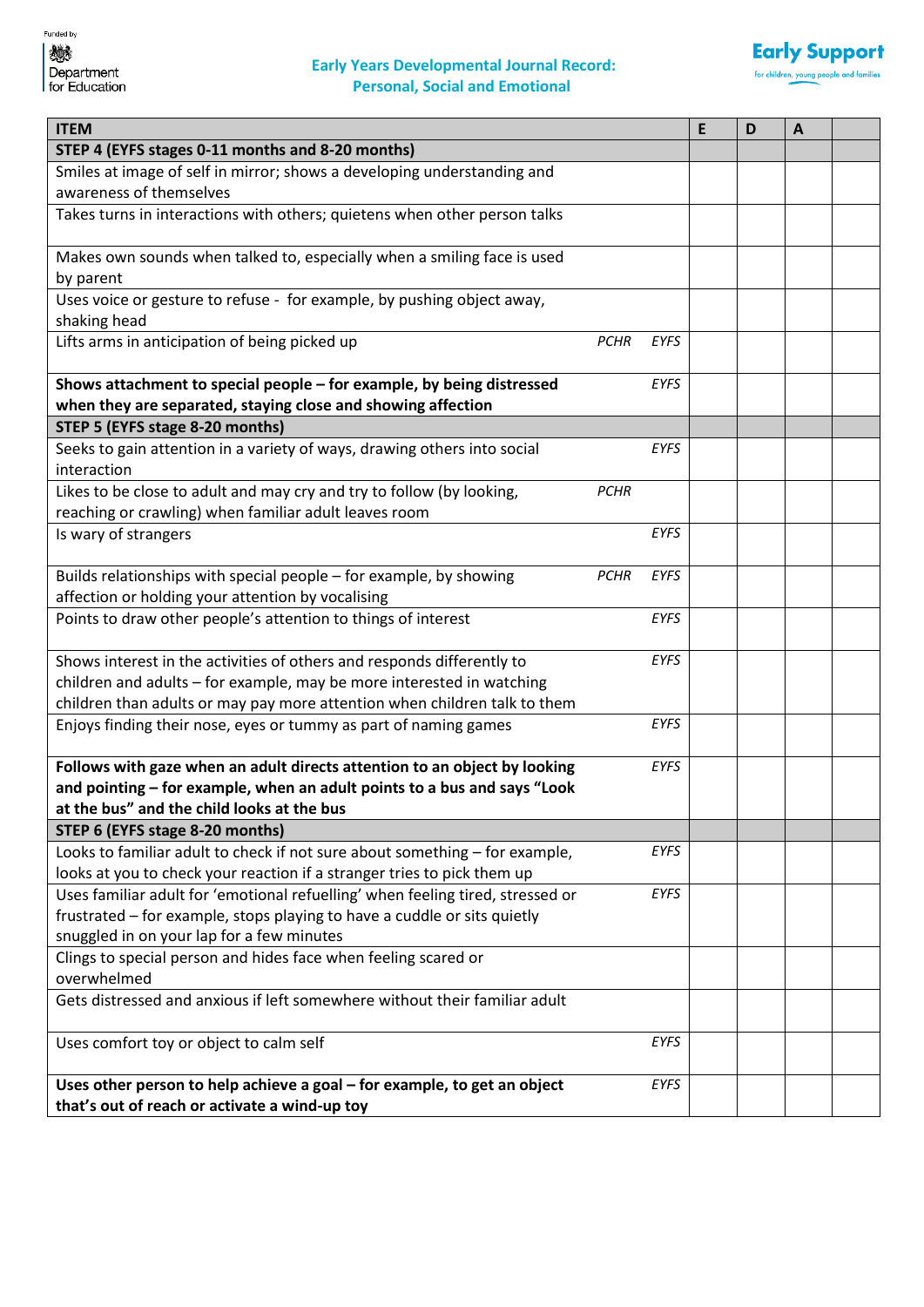Funded by Department for Education

### Early Years Developmental Journal Record: Personal, Social and Emotional

Early Support for children, young people and families

| ITEM | | | E | D | A | |
|---|---|---|---|---|---|---|
| **STEP 4 (EYFS stages 0-11 months and 8-20 months)** | | | | | | |
| Smiles at image of self in mirror; shows a developing understanding and awareness of themselves | | | | | | |
| Takes turns in interactions with others; quietens when other person talks | | | | | | |
| Makes own sounds when talked to, especially when a smiling face is used by parent | | | | | | |
| Uses voice or gesture to refuse - for example, by pushing object away, shaking head | | | | | | |
| Lifts arms in anticipation of being picked up | *PCHR* | *EYFS* | | | | |
| **Shows attachment to special people – for example, by being distressed when they are separated, staying close and showing affection** | | *EYFS* | | | | |
| **STEP 5 (EYFS stage 8-20 months)** | | | | | | |
| Seeks to gain attention in a variety of ways, drawing others into social interaction | | *EYFS* | | | | |
| Likes to be close to adult and may cry and try to follow (by looking, reaching or crawling) when familiar adult leaves room | *PCHR* | | | | | |
| Is wary of strangers | | *EYFS* | | | | |
| Builds relationships with special people – for example, by showing affection or holding your attention by vocalising | *PCHR* | *EYFS* | | | | |
| Points to draw other people's attention to things of interest | | *EYFS* | | | | |
| Shows interest in the activities of others and responds differently to children and adults – for example, may be more interested in watching children than adults or may pay more attention when children talk to them | | *EYFS* | | | | |
| Enjoys finding their nose, eyes or tummy as part of naming games | | *EYFS* | | | | |
| **Follows with gaze when an adult directs attention to an object by looking and pointing – for example, when an adult points to a bus and says "Look at the bus" and the child looks at the bus** | | *EYFS* | | | | |
| **STEP 6 (EYFS stage 8-20 months)** | | | | | | |
| Looks to familiar adult to check if not sure about something – for example, looks at you to check your reaction if a stranger tries to pick them up | | *EYFS* | | | | |
| Uses familiar adult for 'emotional refuelling' when feeling tired, stressed or frustrated – for example, stops playing to have a cuddle or sits quietly snuggled in on your lap for a few minutes | | *EYFS* | | | | |
| Clings to special person and hides face when feeling scared or overwhelmed | | | | | | |
| Gets distressed and anxious if left somewhere without their familiar adult | | | | | | |
| Uses comfort toy or object to calm self | | *EYFS* | | | | |
| **Uses other person to help achieve a goal – for example, to get an object that's out of reach or activate a wind-up toy** | | *EYFS* | | | | |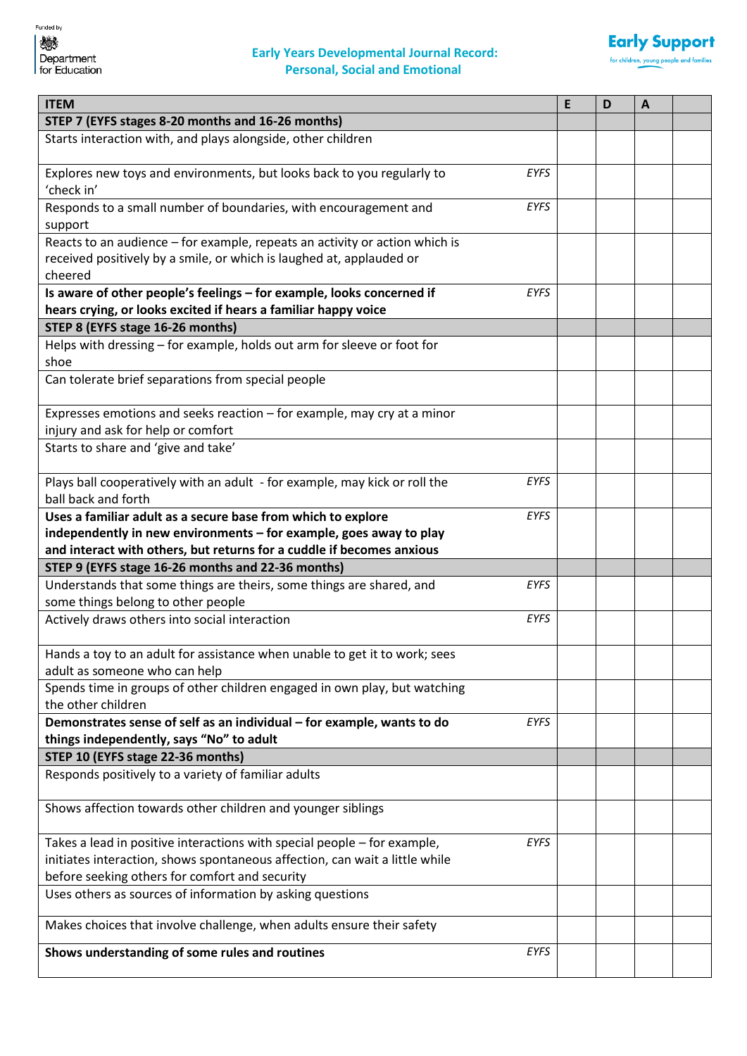Funded by Department for Education

# Early Years Developmental Journal Record: Personal, Social and Emotional

Early Support — for children, young people and families

| ITEM | | E | D | A | |
|---|---|---|---|---|---|
| **STEP 7 (EYFS stages 8-20 months and 16-26 months)** | | | | | |
| Starts interaction with, and plays alongside, other children | | | | | |
| Explores new toys and environments, but looks back to you regularly to 'check in' | *EYFS* | | | | |
| Responds to a small number of boundaries, with encouragement and support | *EYFS* | | | | |
| Reacts to an audience – for example, repeats an activity or action which is received positively by a smile, or which is laughed at, applauded or cheered | | | | | |
| **Is aware of other people's feelings – for example, looks concerned if hears crying, or looks excited if hears a familiar happy voice** | *EYFS* | | | | |
| **STEP 8 (EYFS stage 16-26 months)** | | | | | |
| Helps with dressing – for example, holds out arm for sleeve or foot for shoe | | | | | |
| Can tolerate brief separations from special people | | | | | |
| Expresses emotions and seeks reaction – for example, may cry at a minor injury and ask for help or comfort | | | | | |
| Starts to share and 'give and take' | | | | | |
| Plays ball cooperatively with an adult - for example, may kick or roll the ball back and forth | *EYFS* | | | | |
| **Uses a familiar adult as a secure base from which to explore independently in new environments – for example, goes away to play and interact with others, but returns for a cuddle if becomes anxious** | *EYFS* | | | | |
| **STEP 9 (EYFS stage 16-26 months and 22-36 months)** | | | | | |
| Understands that some things are theirs, some things are shared, and some things belong to other people | *EYFS* | | | | |
| Actively draws others into social interaction | *EYFS* | | | | |
| Hands a toy to an adult for assistance when unable to get it to work; sees adult as someone who can help | | | | | |
| Spends time in groups of other children engaged in own play, but watching the other children | | | | | |
| **Demonstrates sense of self as an individual – for example, wants to do things independently, says "No" to adult** | *EYFS* | | | | |
| **STEP 10 (EYFS stage 22-36 months)** | | | | | |
| Responds positively to a variety of familiar adults | | | | | |
| Shows affection towards other children and younger siblings | | | | | |
| Takes a lead in positive interactions with special people – for example, initiates interaction, shows spontaneous affection, can wait a little while before seeking others for comfort and security | *EYFS* | | | | |
| Uses others as sources of information by asking questions | | | | | |
| Makes choices that involve challenge, when adults ensure their safety | | | | | |
| **Shows understanding of some rules and routines** | *EYFS* | | | | |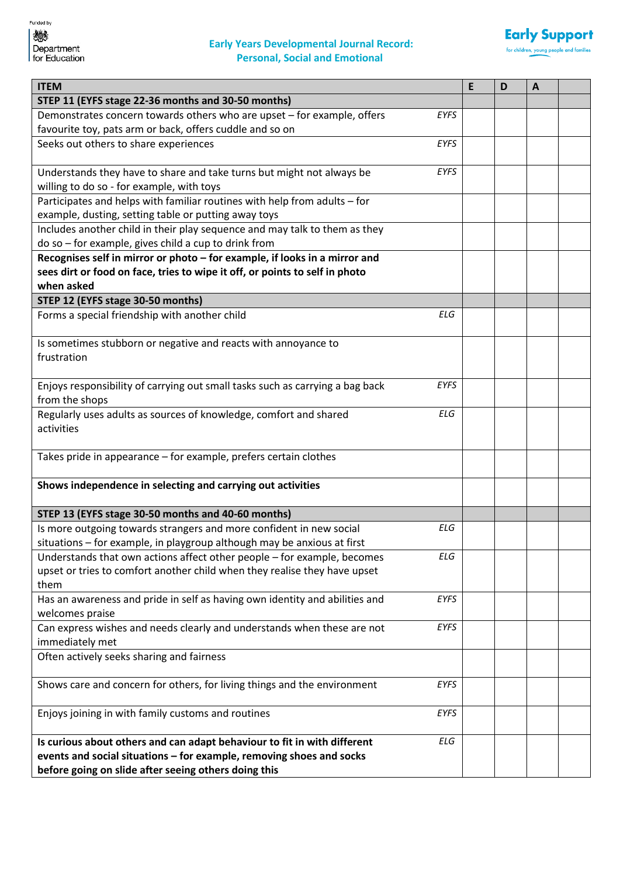Funded by Department for Education

## Early Years Developmental Journal Record: Personal, Social and Emotional

Early Support — for children, young people and families

| ITEM | | E | D | A | |
|---|---|---|---|---|---|
| **STEP 11 (EYFS stage 22-36 months and 30-50 months)** | | | | | |
| Demonstrates concern towards others who are upset – for example, offers favourite toy, pats arm or back, offers cuddle and so on | *EYFS* | | | | |
| Seeks out others to share experiences | *EYFS* | | | | |
| Understands they have to share and take turns but might not always be willing to do so - for example, with toys | *EYFS* | | | | |
| Participates and helps with familiar routines with help from adults – for example, dusting, setting table or putting away toys | | | | | |
| Includes another child in their play sequence and may talk to them as they do so – for example, gives child a cup to drink from | | | | | |
| **Recognises self in mirror or photo – for example, if looks in a mirror and sees dirt or food on face, tries to wipe it off, or points to self in photo when asked** | | | | | |
| **STEP 12 (EYFS stage 30-50 months)** | | | | | |
| Forms a special friendship with another child | *ELG* | | | | |
| Is sometimes stubborn or negative and reacts with annoyance to frustration | | | | | |
| Enjoys responsibility of carrying out small tasks such as carrying a bag back from the shops | *EYFS* | | | | |
| Regularly uses adults as sources of knowledge, comfort and shared activities | *ELG* | | | | |
| Takes pride in appearance – for example, prefers certain clothes | | | | | |
| **Shows independence in selecting and carrying out activities** | | | | | |
| **STEP 13 (EYFS stage 30-50 months and 40-60 months)** | | | | | |
| Is more outgoing towards strangers and more confident in new social situations – for example, in playgroup although may be anxious at first | *ELG* | | | | |
| Understands that own actions affect other people – for example, becomes upset or tries to comfort another child when they realise they have upset them | *ELG* | | | | |
| Has an awareness and pride in self as having own identity and abilities and welcomes praise | *EYFS* | | | | |
| Can express wishes and needs clearly and understands when these are not immediately met | *EYFS* | | | | |
| Often actively seeks sharing and fairness | | | | | |
| Shows care and concern for others, for living things and the environment | *EYFS* | | | | |
| Enjoys joining in with family customs and routines | *EYFS* | | | | |
| **Is curious about others and can adapt behaviour to fit in with different events and social situations – for example, removing shoes and socks before going on slide after seeing others doing this** | *ELG* | | | | |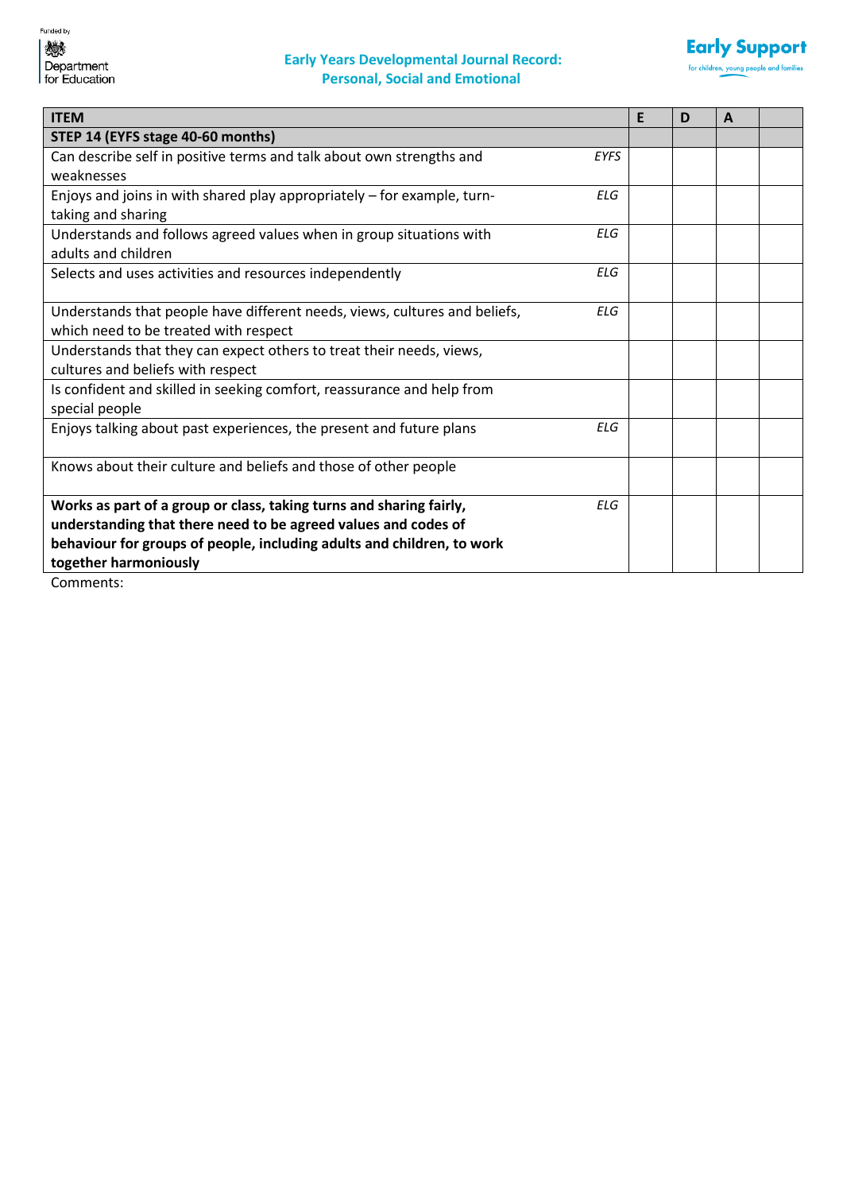Funded by Department for Education

**Early Years Developmental Journal Record: Personal, Social and Emotional**

Early Support
for children, young people and families

| ITEM | | E | D | A | |
|---|---|---|---|---|---|
| **STEP 14 (EYFS stage 40-60 months)** | | | | | |
| Can describe self in positive terms and talk about own strengths and weaknesses | *EYFS* | | | | |
| Enjoys and joins in with shared play appropriately – for example, turn-taking and sharing | *ELG* | | | | |
| Understands and follows agreed values when in group situations with adults and children | *ELG* | | | | |
| Selects and uses activities and resources independently | *ELG* | | | | |
| Understands that people have different needs, views, cultures and beliefs, which need to be treated with respect | *ELG* | | | | |
| Understands that they can expect others to treat their needs, views, cultures and beliefs with respect | | | | | |
| Is confident and skilled in seeking comfort, reassurance and help from special people | | | | | |
| Enjoys talking about past experiences, the present and future plans | *ELG* | | | | |
| Knows about their culture and beliefs and those of other people | | | | | |
| **Works as part of a group or class, taking turns and sharing fairly, understanding that there need to be agreed values and codes of behaviour for groups of people, including adults and children, to work together harmoniously** | *ELG* | | | | |

Comments: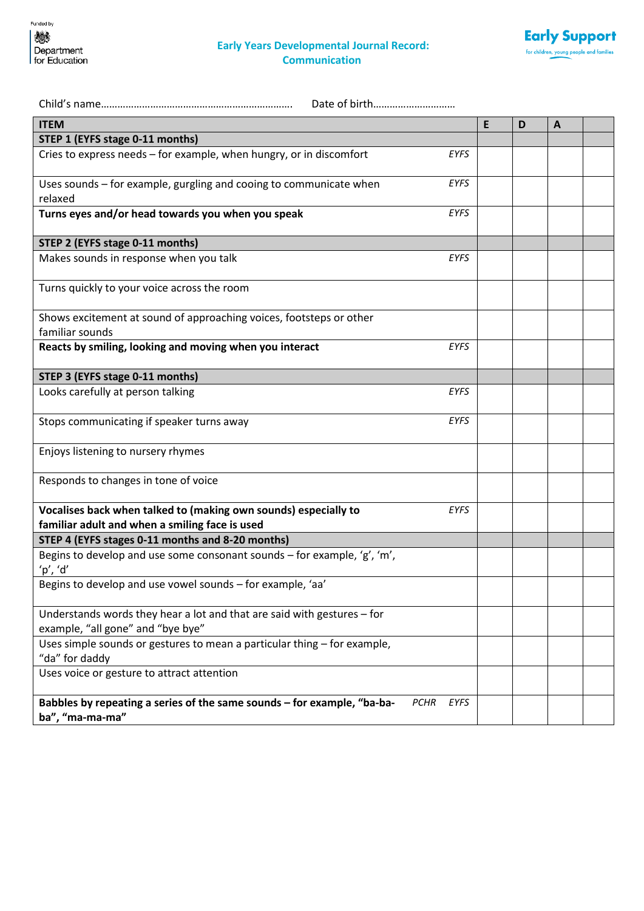Funded by Department for Education

# Early Years Developmental Journal Record: Communication

Early Support — for children, young people and families

Child's name……………………………………………………………. Date of birth………………………….

| ITEM | | E | D | A | |
|---|---|---|---|---|---|
| **STEP 1 (EYFS stage 0-11 months)** | | | | | |
| Cries to express needs – for example, when hungry, or in discomfort | *EYFS* | | | | |
| Uses sounds – for example, gurgling and cooing to communicate when relaxed | *EYFS* | | | | |
| **Turns eyes and/or head towards you when you speak** | *EYFS* | | | | |
| **STEP 2 (EYFS stage 0-11 months)** | | | | | |
| Makes sounds in response when you talk | *EYFS* | | | | |
| Turns quickly to your voice across the room | | | | | |
| Shows excitement at sound of approaching voices, footsteps or other familiar sounds | | | | | |
| **Reacts by smiling, looking and moving when you interact** | *EYFS* | | | | |
| **STEP 3 (EYFS stage 0-11 months)** | | | | | |
| Looks carefully at person talking | *EYFS* | | | | |
| Stops communicating if speaker turns away | *EYFS* | | | | |
| Enjoys listening to nursery rhymes | | | | | |
| Responds to changes in tone of voice | | | | | |
| **Vocalises back when talked to (making own sounds) especially to familiar adult and when a smiling face is used** | *EYFS* | | | | |
| **STEP 4 (EYFS stages 0-11 months and 8-20 months)** | | | | | |
| Begins to develop and use some consonant sounds – for example, 'g', 'm', 'p', 'd' | | | | | |
| Begins to develop and use vowel sounds – for example, 'aa' | | | | | |
| Understands words they hear a lot and that are said with gestures – for example, "all gone" and "bye bye" | | | | | |
| Uses simple sounds or gestures to mean a particular thing – for example, "da" for daddy | | | | | |
| Uses voice or gesture to attract attention | | | | | |
| **Babbles by repeating a series of the same sounds – for example, "ba-ba-ba", "ma-ma-ma"** | *PCHR* *EYFS* | | | | |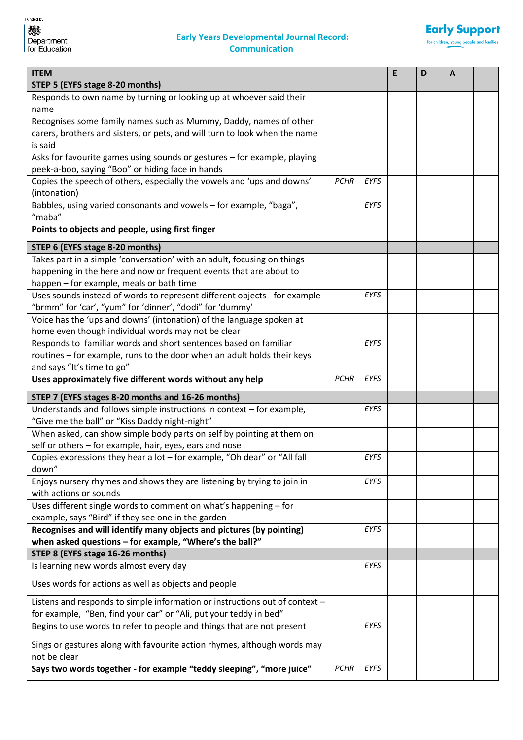Funded by Department for Education

## Early Years Developmental Journal Record: Communication

Early Support — for children, young people and families

| ITEM | | | E | D | A | |
|---|---|---|---|---|---|---|
| **STEP 5 (EYFS stage 8-20 months)** | | | | | | |
| Responds to own name by turning or looking up at whoever said their name | | | | | | |
| Recognises some family names such as Mummy, Daddy, names of other carers, brothers and sisters, or pets, and will turn to look when the name is said | | | | | | |
| Asks for favourite games using sounds or gestures – for example, playing peek-a-boo, saying "Boo" or hiding face in hands | | | | | | |
| Copies the speech of others, especially the vowels and 'ups and downs' (intonation) | *PCHR* | *EYFS* | | | | |
| Babbles, using varied consonants and vowels – for example, "baga", "maba" | | *EYFS* | | | | |
| **Points to objects and people, using first finger** | | | | | | |
| **STEP 6 (EYFS stage 8-20 months)** | | | | | | |
| Takes part in a simple 'conversation' with an adult, focusing on things happening in the here and now or frequent events that are about to happen – for example, meals or bath time | | | | | | |
| Uses sounds instead of words to represent different objects - for example "brmm" for 'car', "yum" for 'dinner', "dodi" for 'dummy' | | *EYFS* | | | | |
| Voice has the 'ups and downs' (intonation) of the language spoken at home even though individual words may not be clear | | | | | | |
| Responds to familiar words and short sentences based on familiar routines – for example, runs to the door when an adult holds their keys and says "It's time to go" | | *EYFS* | | | | |
| **Uses approximately five different words without any help** | *PCHR* | *EYFS* | | | | |
| **STEP 7 (EYFS stages 8-20 months and 16-26 months)** | | | | | | |
| Understands and follows simple instructions in context – for example, "Give me the ball" or "Kiss Daddy night-night" | | *EYFS* | | | | |
| When asked, can show simple body parts on self by pointing at them on self or others – for example, hair, eyes, ears and nose | | | | | | |
| Copies expressions they hear a lot – for example, "Oh dear" or "All fall down" | | *EYFS* | | | | |
| Enjoys nursery rhymes and shows they are listening by trying to join in with actions or sounds | | *EYFS* | | | | |
| Uses different single words to comment on what's happening – for example, says "Bird" if they see one in the garden | | | | | | |
| **Recognises and will identify many objects and pictures (by pointing) when asked questions – for example, "Where's the ball?"** | | *EYFS* | | | | |
| **STEP 8 (EYFS stage 16-26 months)** | | | | | | |
| Is learning new words almost every day | | *EYFS* | | | | |
| Uses words for actions as well as objects and people | | | | | | |
| Listens and responds to simple information or instructions out of context – for example, "Ben, find your car" or "Ali, put your teddy in bed" | | | | | | |
| Begins to use words to refer to people and things that are not present | | *EYFS* | | | | |
| Sings or gestures along with favourite action rhymes, although words may not be clear | | | | | | |
| **Says two words together - for example "teddy sleeping", "more juice"** | *PCHR* | *EYFS* | | | | |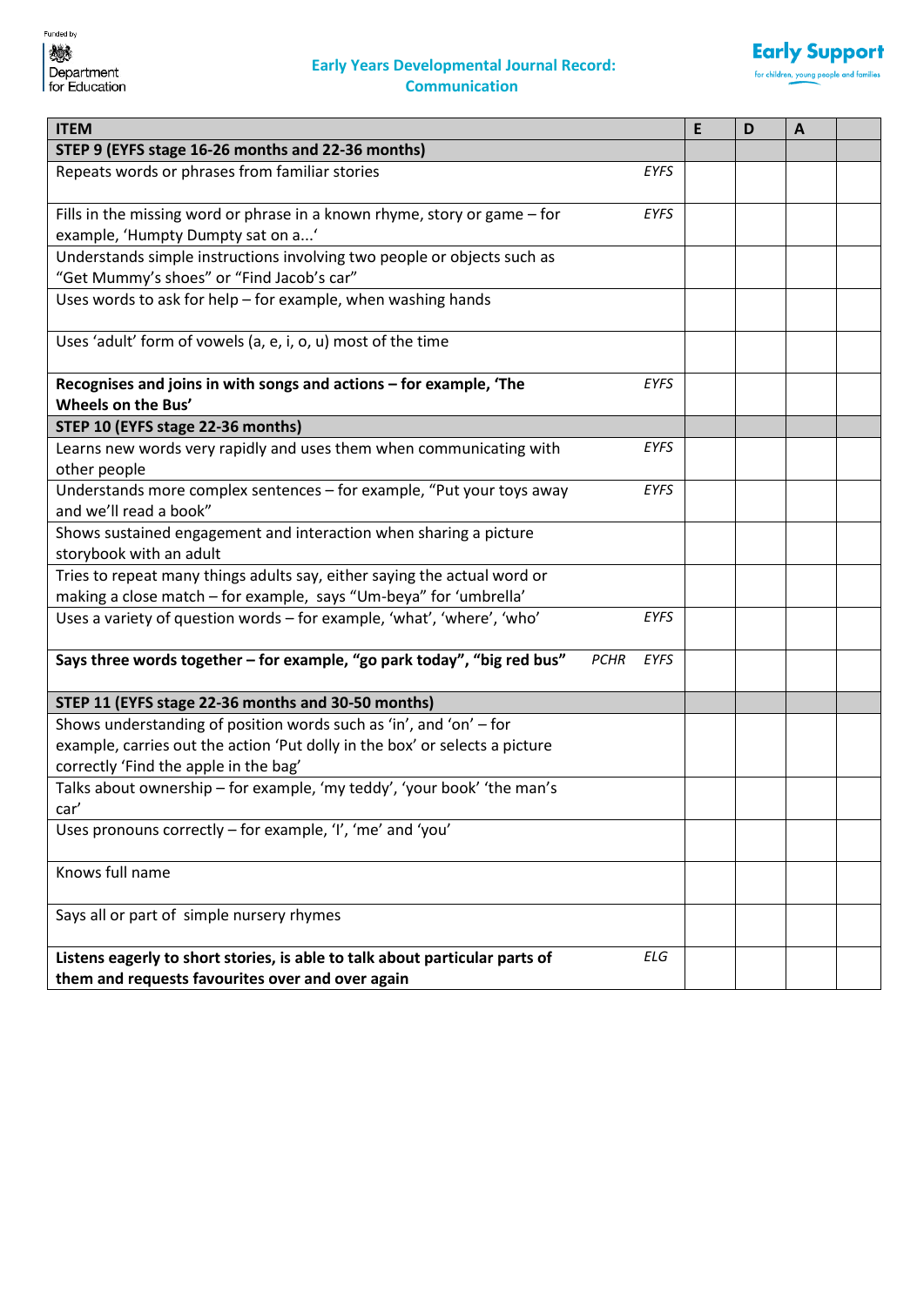Funded by Department for Education

## Early Years Developmental Journal Record: Communication

Early Support
for children, young people and families

| ITEM | | E | D | A | |
|---|---|---|---|---|---|
| **STEP 9 (EYFS stage 16-26 months and 22-36 months)** | | | | | |
| Repeats words or phrases from familiar stories | *EYFS* | | | | |
| Fills in the missing word or phrase in a known rhyme, story or game – for example, 'Humpty Dumpty sat on a...' | *EYFS* | | | | |
| Understands simple instructions involving two people or objects such as "Get Mummy's shoes" or "Find Jacob's car" | | | | | |
| Uses words to ask for help – for example, when washing hands | | | | | |
| Uses 'adult' form of vowels (a, e, i, o, u) most of the time | | | | | |
| **Recognises and joins in with songs and actions – for example, 'The Wheels on the Bus'** | *EYFS* | | | | |
| **STEP 10 (EYFS stage 22-36 months)** | | | | | |
| Learns new words very rapidly and uses them when communicating with other people | *EYFS* | | | | |
| Understands more complex sentences – for example, "Put your toys away and we'll read a book" | *EYFS* | | | | |
| Shows sustained engagement and interaction when sharing a picture storybook with an adult | | | | | |
| Tries to repeat many things adults say, either saying the actual word or making a close match – for example, says "Um-beya" for 'umbrella' | | | | | |
| Uses a variety of question words – for example, 'what', 'where', 'who' | *EYFS* | | | | |
| **Says three words together – for example, "go park today", "big red bus"** | *PCHR EYFS* | | | | |
| **STEP 11 (EYFS stage 22-36 months and 30-50 months)** | | | | | |
| Shows understanding of position words such as 'in', and 'on' – for example, carries out the action 'Put dolly in the box' or selects a picture correctly 'Find the apple in the bag' | | | | | |
| Talks about ownership – for example, 'my teddy', 'your book' 'the man's car' | | | | | |
| Uses pronouns correctly – for example, 'I', 'me' and 'you' | | | | | |
| Knows full name | | | | | |
| Says all or part of simple nursery rhymes | | | | | |
| **Listens eagerly to short stories, is able to talk about particular parts of them and requests favourites over and over again** | *ELG* | | | | |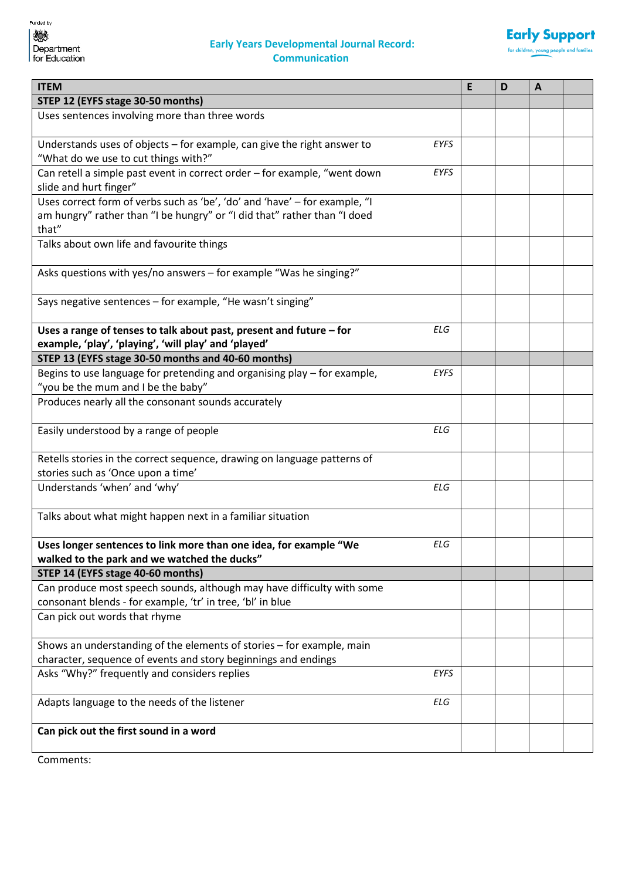Funded by Department for Education

**Early Years Developmental Journal Record: Communication**

Early Support — for children, young people and families

| ITEM | | E | D | A | |
|---|---|---|---|---|---|
| **STEP 12 (EYFS stage 30-50 months)** | | | | | |
| Uses sentences involving more than three words | | | | | |
| Understands uses of objects – for example, can give the right answer to "What do we use to cut things with?" | *EYFS* | | | | |
| Can retell a simple past event in correct order – for example, "went down slide and hurt finger" | *EYFS* | | | | |
| Uses correct form of verbs such as 'be', 'do' and 'have' – for example, "I am hungry" rather than "I be hungry" or "I did that" rather than "I doed that" | | | | | |
| Talks about own life and favourite things | | | | | |
| Asks questions with yes/no answers – for example "Was he singing?" | | | | | |
| Says negative sentences – for example, "He wasn't singing" | | | | | |
| **Uses a range of tenses to talk about past, present and future – for example, 'play', 'playing', 'will play' and 'played'** | *ELG* | | | | |
| **STEP 13 (EYFS stage 30-50 months and 40-60 months)** | | | | | |
| Begins to use language for pretending and organising play – for example, "you be the mum and I be the baby" | *EYFS* | | | | |
| Produces nearly all the consonant sounds accurately | | | | | |
| Easily understood by a range of people | *ELG* | | | | |
| Retells stories in the correct sequence, drawing on language patterns of stories such as 'Once upon a time' | | | | | |
| Understands 'when' and 'why' | *ELG* | | | | |
| Talks about what might happen next in a familiar situation | | | | | |
| **Uses longer sentences to link more than one idea, for example "We walked to the park and we watched the ducks"** | *ELG* | | | | |
| **STEP 14 (EYFS stage 40-60 months)** | | | | | |
| Can produce most speech sounds, although may have difficulty with some consonant blends - for example, 'tr' in tree, 'bl' in blue | | | | | |
| Can pick out words that rhyme | | | | | |
| Shows an understanding of the elements of stories – for example, main character, sequence of events and story beginnings and endings | | | | | |
| Asks "Why?" frequently and considers replies | *EYFS* | | | | |
| Adapts language to the needs of the listener | *ELG* | | | | |
| **Can pick out the first sound in a word** | | | | | |

Comments: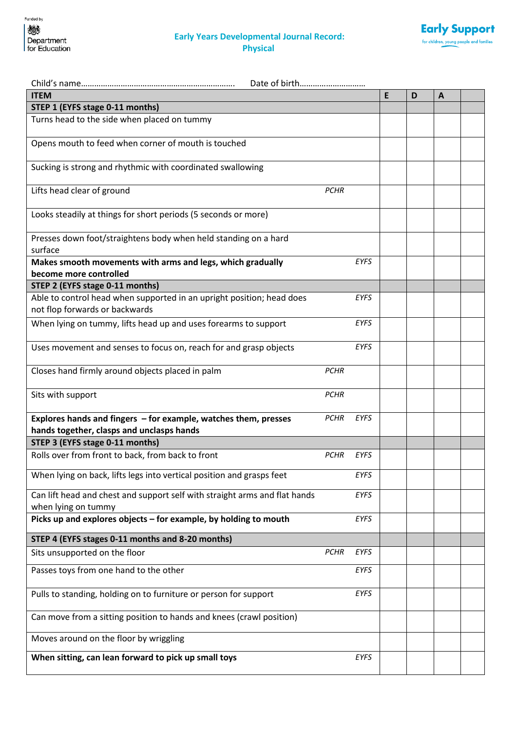Funded by Department for Education

# Early Years Developmental Journal Record: Physical

Early Support — for children, young people and families

Child's name………………………………………………………………. Date of birth…………………………

| ITEM | | | E | D | A | |
|---|---|---|---|---|---|---|
| **STEP 1 (EYFS stage 0-11 months)** | | | | | | |
| Turns head to the side when placed on tummy | | | | | | |
| Opens mouth to feed when corner of mouth is touched | | | | | | |
| Sucking is strong and rhythmic with coordinated swallowing | | | | | | |
| Lifts head clear of ground | *PCHR* | | | | | |
| Looks steadily at things for short periods (5 seconds or more) | | | | | | |
| Presses down foot/straightens body when held standing on a hard surface | | | | | | |
| **Makes smooth movements with arms and legs, which gradually become more controlled** | | *EYFS* | | | | |
| **STEP 2 (EYFS stage 0-11 months)** | | | | | | |
| Able to control head when supported in an upright position; head does not flop forwards or backwards | | *EYFS* | | | | |
| When lying on tummy, lifts head up and uses forearms to support | | *EYFS* | | | | |
| Uses movement and senses to focus on, reach for and grasp objects | | *EYFS* | | | | |
| Closes hand firmly around objects placed in palm | *PCHR* | | | | | |
| Sits with support | *PCHR* | | | | | |
| **Explores hands and fingers – for example, watches them, presses hands together, clasps and unclasps hands** | *PCHR* | *EYFS* | | | | |
| **STEP 3 (EYFS stage 0-11 months)** | | | | | | |
| Rolls over from front to back, from back to front | *PCHR* | *EYFS* | | | | |
| When lying on back, lifts legs into vertical position and grasps feet | | *EYFS* | | | | |
| Can lift head and chest and support self with straight arms and flat hands when lying on tummy | | *EYFS* | | | | |
| **Picks up and explores objects – for example, by holding to mouth** | | *EYFS* | | | | |
| **STEP 4 (EYFS stages 0-11 months and 8-20 months)** | | | | | | |
| Sits unsupported on the floor | *PCHR* | *EYFS* | | | | |
| Passes toys from one hand to the other | | *EYFS* | | | | |
| Pulls to standing, holding on to furniture or person for support | | *EYFS* | | | | |
| Can move from a sitting position to hands and knees (crawl position) | | | | | | |
| Moves around on the floor by wriggling | | | | | | |
| **When sitting, can lean forward to pick up small toys** | | *EYFS* | | | | |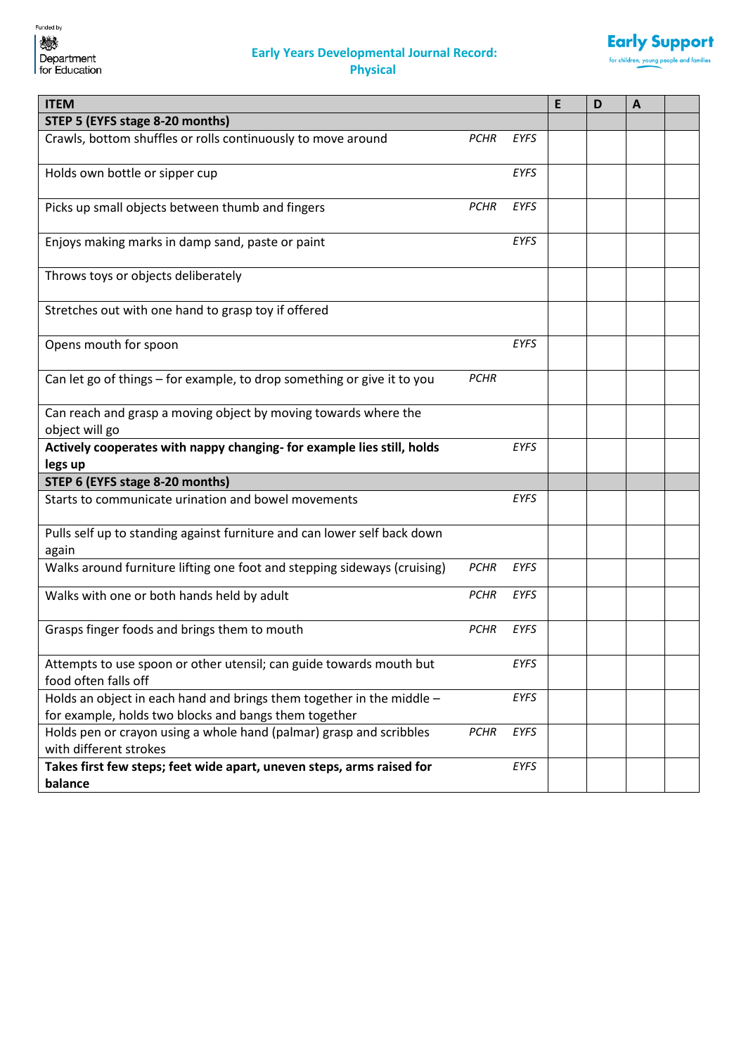# Early Years Developmental Journal Record: Physical

| ITEM | | | E | D | A | |
|---|---|---|---|---|---|---|
| **STEP 5 (EYFS stage 8-20 months)** | | | | | | |
| Crawls, bottom shuffles or rolls continuously to move around | *PCHR* | *EYFS* | | | | |
| Holds own bottle or sipper cup | | *EYFS* | | | | |
| Picks up small objects between thumb and fingers | *PCHR* | *EYFS* | | | | |
| Enjoys making marks in damp sand, paste or paint | | *EYFS* | | | | |
| Throws toys or objects deliberately | | | | | | |
| Stretches out with one hand to grasp toy if offered | | | | | | |
| Opens mouth for spoon | | *EYFS* | | | | |
| Can let go of things – for example, to drop something or give it to you | *PCHR* | | | | | |
| Can reach and grasp a moving object by moving towards where the object will go | | | | | | |
| **Actively cooperates with nappy changing- for example lies still, holds legs up** | | *EYFS* | | | | |
| **STEP 6 (EYFS stage 8-20 months)** | | | | | | |
| Starts to communicate urination and bowel movements | | *EYFS* | | | | |
| Pulls self up to standing against furniture and can lower self back down again | | | | | | |
| Walks around furniture lifting one foot and stepping sideways (cruising) | *PCHR* | *EYFS* | | | | |
| Walks with one or both hands held by adult | *PCHR* | *EYFS* | | | | |
| Grasps finger foods and brings them to mouth | *PCHR* | *EYFS* | | | | |
| Attempts to use spoon or other utensil; can guide towards mouth but food often falls off | | *EYFS* | | | | |
| Holds an object in each hand and brings them together in the middle – for example, holds two blocks and bangs them together | | *EYFS* | | | | |
| Holds pen or crayon using a whole hand (palmar) grasp and scribbles with different strokes | *PCHR* | *EYFS* | | | | |
| **Takes first few steps; feet wide apart, uneven steps, arms raised for balance** | | *EYFS* | | | | |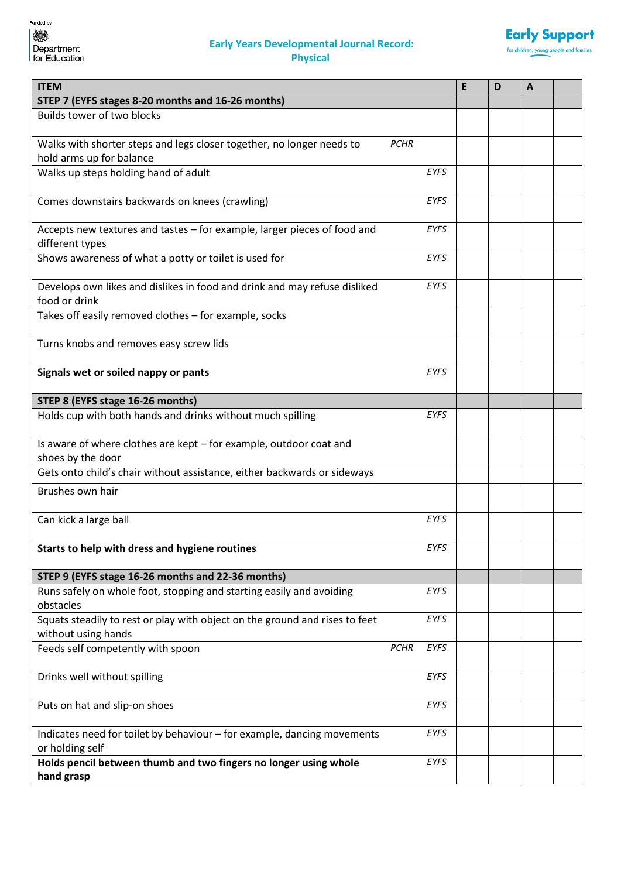Funded by Department for Education

## Early Years Developmental Journal Record: Physical

Early Support for children, young people and families

| ITEM | | | E | D | A | |
|---|---|---|---|---|---|---|
| **STEP 7 (EYFS stages 8-20 months and 16-26 months)** | | | | | | |
| Builds tower of two blocks | | | | | | |
| Walks with shorter steps and legs closer together, no longer needs to hold arms up for balance | *PCHR* | | | | | |
| Walks up steps holding hand of adult | | *EYFS* | | | | |
| Comes downstairs backwards on knees (crawling) | | *EYFS* | | | | |
| Accepts new textures and tastes – for example, larger pieces of food and different types | | *EYFS* | | | | |
| Shows awareness of what a potty or toilet is used for | | *EYFS* | | | | |
| Develops own likes and dislikes in food and drink and may refuse disliked food or drink | | *EYFS* | | | | |
| Takes off easily removed clothes – for example, socks | | | | | | |
| Turns knobs and removes easy screw lids | | | | | | |
| **Signals wet or soiled nappy or pants** | | *EYFS* | | | | |
| **STEP 8 (EYFS stage 16-26 months)** | | | | | | |
| Holds cup with both hands and drinks without much spilling | | *EYFS* | | | | |
| Is aware of where clothes are kept – for example, outdoor coat and shoes by the door | | | | | | |
| Gets onto child's chair without assistance, either backwards or sideways | | | | | | |
| Brushes own hair | | | | | | |
| Can kick a large ball | | *EYFS* | | | | |
| **Starts to help with dress and hygiene routines** | | *EYFS* | | | | |
| **STEP 9 (EYFS stage 16-26 months and 22-36 months)** | | | | | | |
| Runs safely on whole foot, stopping and starting easily and avoiding obstacles | | *EYFS* | | | | |
| Squats steadily to rest or play with object on the ground and rises to feet without using hands | | *EYFS* | | | | |
| Feeds self competently with spoon | *PCHR* | *EYFS* | | | | |
| Drinks well without spilling | | *EYFS* | | | | |
| Puts on hat and slip-on shoes | | *EYFS* | | | | |
| Indicates need for toilet by behaviour – for example, dancing movements or holding self | | *EYFS* | | | | |
| **Holds pencil between thumb and two fingers no longer using whole hand grasp** | | *EYFS* | | | | |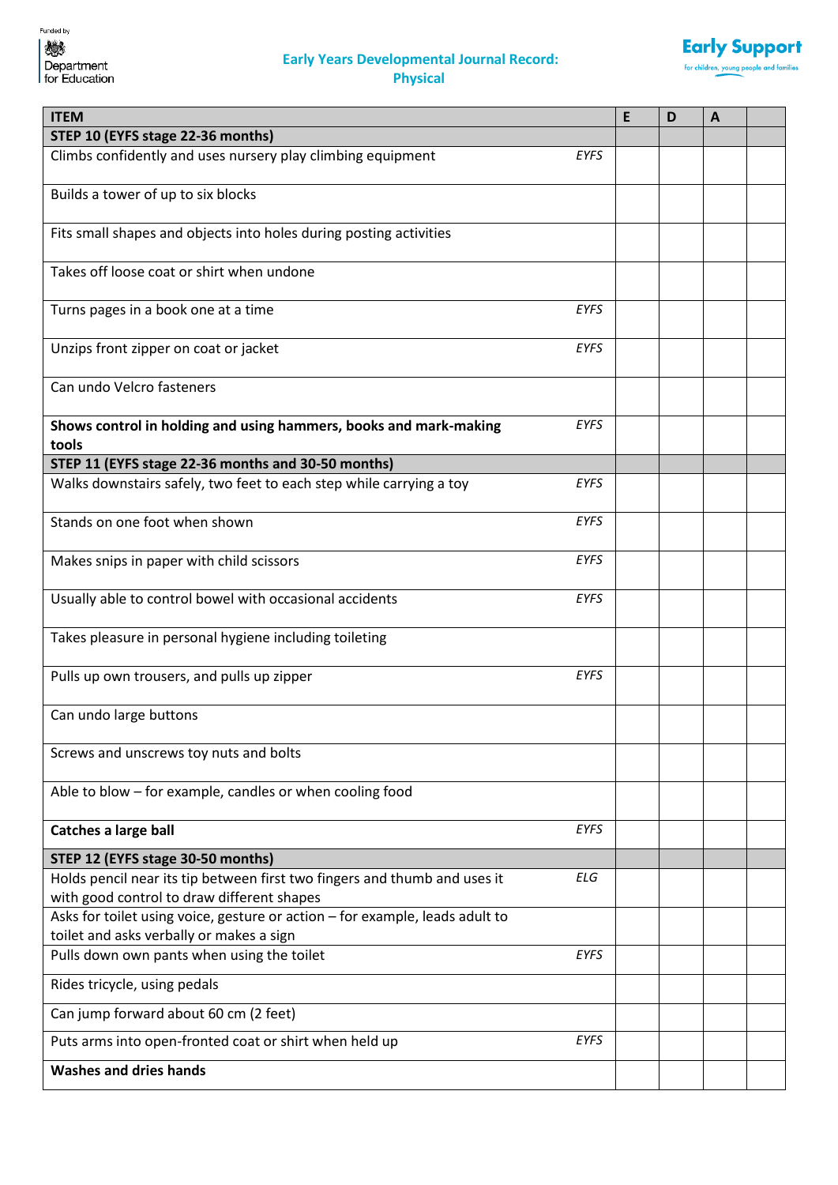Funded by Department for Education

# Early Years Developmental Journal Record: Physical

Early Support — for children, young people and families

| ITEM | | E | D | A | |
|---|---|---|---|---|---|
| **STEP 10 (EYFS stage 22-36 months)** | | | | | |
| Climbs confidently and uses nursery play climbing equipment | *EYFS* | | | | |
| Builds a tower of up to six blocks | | | | | |
| Fits small shapes and objects into holes during posting activities | | | | | |
| Takes off loose coat or shirt when undone | | | | | |
| Turns pages in a book one at a time | *EYFS* | | | | |
| Unzips front zipper on coat or jacket | *EYFS* | | | | |
| Can undo Velcro fasteners | | | | | |
| **Shows control in holding and using hammers, books and mark-making tools** | *EYFS* | | | | |
| **STEP 11 (EYFS stage 22-36 months and 30-50 months)** | | | | | |
| Walks downstairs safely, two feet to each step while carrying a toy | *EYFS* | | | | |
| Stands on one foot when shown | *EYFS* | | | | |
| Makes snips in paper with child scissors | *EYFS* | | | | |
| Usually able to control bowel with occasional accidents | *EYFS* | | | | |
| Takes pleasure in personal hygiene including toileting | | | | | |
| Pulls up own trousers, and pulls up zipper | *EYFS* | | | | |
| Can undo large buttons | | | | | |
| Screws and unscrews toy nuts and bolts | | | | | |
| Able to blow – for example, candles or when cooling food | | | | | |
| **Catches a large ball** | *EYFS* | | | | |
| **STEP 12 (EYFS stage 30-50 months)** | | | | | |
| Holds pencil near its tip between first two fingers and thumb and uses it with good control to draw different shapes | *ELG* | | | | |
| Asks for toilet using voice, gesture or action – for example, leads adult to toilet and asks verbally or makes a sign | | | | | |
| Pulls down own pants when using the toilet | *EYFS* | | | | |
| Rides tricycle, using pedals | | | | | |
| Can jump forward about 60 cm (2 feet) | | | | | |
| Puts arms into open-fronted coat or shirt when held up | *EYFS* | | | | |
| **Washes and dries hands** | | | | | |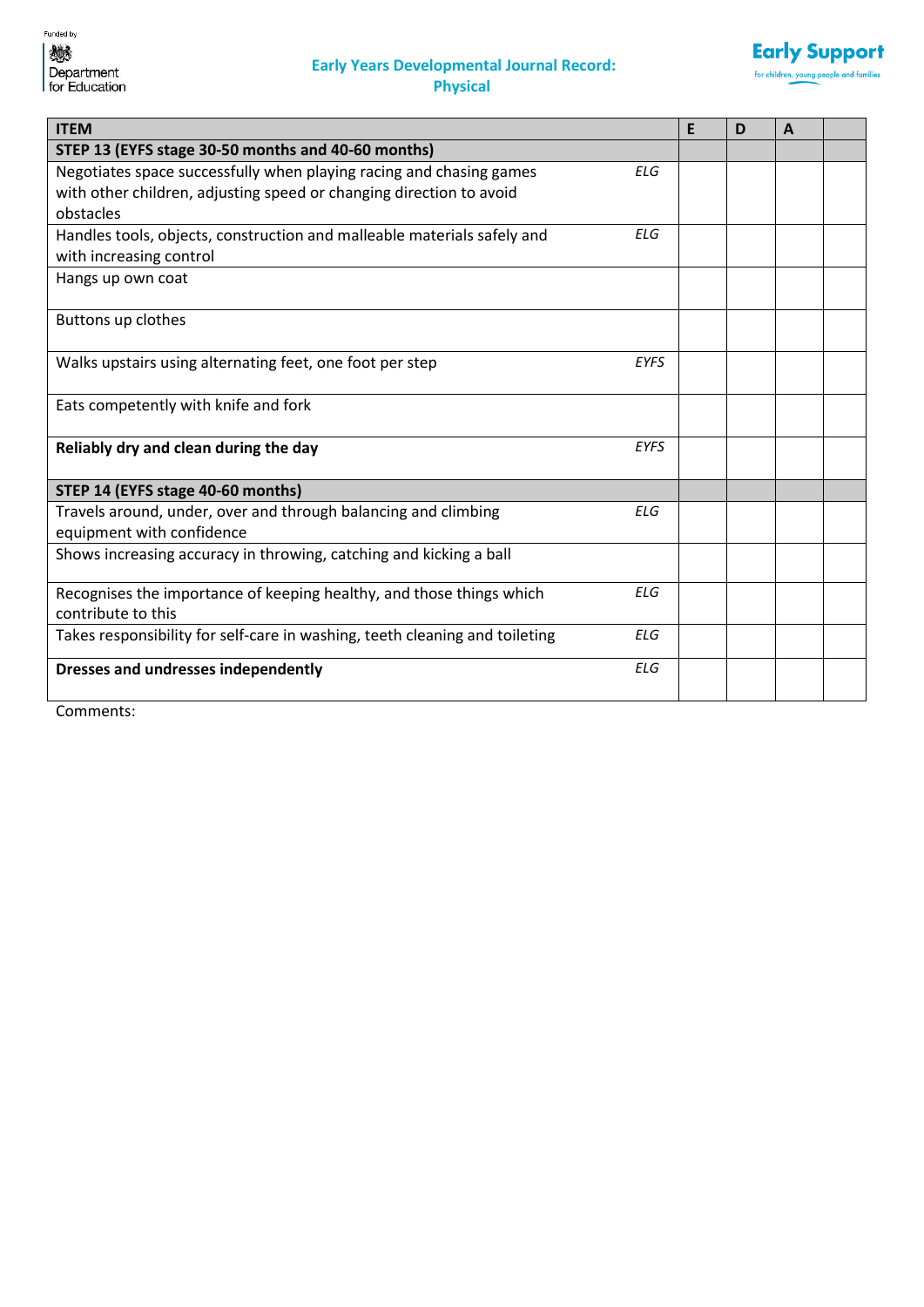## Early Years Developmental Journal Record: Physical

| ITEM | | E | D | A | |
|---|---|---|---|---|---|
| **STEP 13 (EYFS stage 30-50 months and 40-60 months)** | | | | | |
| Negotiates space successfully when playing racing and chasing games with other children, adjusting speed or changing direction to avoid obstacles | *ELG* | | | | |
| Handles tools, objects, construction and malleable materials safely and with increasing control | *ELG* | | | | |
| Hangs up own coat | | | | | |
| Buttons up clothes | | | | | |
| Walks upstairs using alternating feet, one foot per step | *EYFS* | | | | |
| Eats competently with knife and fork | | | | | |
| **Reliably dry and clean during the day** | *EYFS* | | | | |
| **STEP 14 (EYFS stage 40-60 months)** | | | | | |
| Travels around, under, over and through balancing and climbing equipment with confidence | *ELG* | | | | |
| Shows increasing accuracy in throwing, catching and kicking a ball | | | | | |
| Recognises the importance of keeping healthy, and those things which contribute to this | *ELG* | | | | |
| Takes responsibility for self-care in washing, teeth cleaning and toileting | *ELG* | | | | |
| **Dresses and undresses independently** | *ELG* | | | | |

Comments: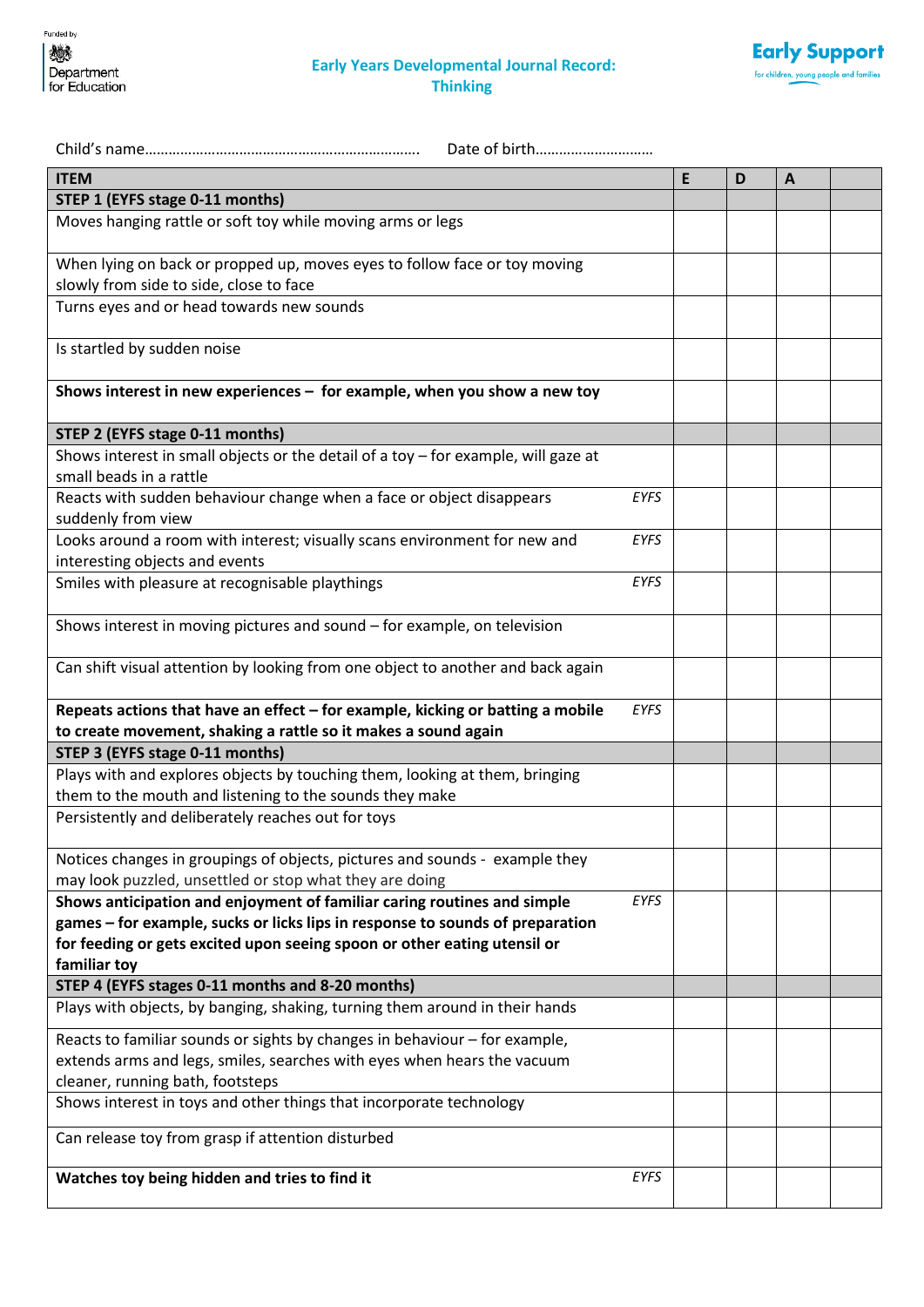Funded by Department for Education

# Early Years Developmental Journal Record: Thinking

Early Support
for children, young people and families

Child's name………………………………………………………………. Date of birth…………………………

| ITEM | | E | D | A | |
|---|---|---|---|---|---|
| **STEP 1 (EYFS stage 0-11 months)** | | | | | |
| Moves hanging rattle or soft toy while moving arms or legs | | | | | |
| When lying on back or propped up, moves eyes to follow face or toy moving slowly from side to side, close to face | | | | | |
| Turns eyes and or head towards new sounds | | | | | |
| Is startled by sudden noise | | | | | |
| **Shows interest in new experiences – for example, when you show a new toy** | | | | | |
| **STEP 2 (EYFS stage 0-11 months)** | | | | | |
| Shows interest in small objects or the detail of a toy – for example, will gaze at small beads in a rattle | | | | | |
| Reacts with sudden behaviour change when a face or object disappears suddenly from view | *EYFS* | | | | |
| Looks around a room with interest; visually scans environment for new and interesting objects and events | *EYFS* | | | | |
| Smiles with pleasure at recognisable playthings | *EYFS* | | | | |
| Shows interest in moving pictures and sound – for example, on television | | | | | |
| Can shift visual attention by looking from one object to another and back again | | | | | |
| **Repeats actions that have an effect – for example, kicking or batting a mobile to create movement, shaking a rattle so it makes a sound again** | *EYFS* | | | | |
| **STEP 3 (EYFS stage 0-11 months)** | | | | | |
| Plays with and explores objects by touching them, looking at them, bringing them to the mouth and listening to the sounds they make | | | | | |
| Persistently and deliberately reaches out for toys | | | | | |
| Notices changes in groupings of objects, pictures and sounds - example they may look puzzled, unsettled or stop what they are doing | | | | | |
| **Shows anticipation and enjoyment of familiar caring routines and simple games – for example, sucks or licks lips in response to sounds of preparation for feeding or gets excited upon seeing spoon or other eating utensil or familiar toy** | *EYFS* | | | | |
| **STEP 4 (EYFS stages 0-11 months and 8-20 months)** | | | | | |
| Plays with objects, by banging, shaking, turning them around in their hands | | | | | |
| Reacts to familiar sounds or sights by changes in behaviour – for example, extends arms and legs, smiles, searches with eyes when hears the vacuum cleaner, running bath, footsteps | | | | | |
| Shows interest in toys and other things that incorporate technology | | | | | |
| Can release toy from grasp if attention disturbed | | | | | |
| **Watches toy being hidden and tries to find it** | *EYFS* | | | | |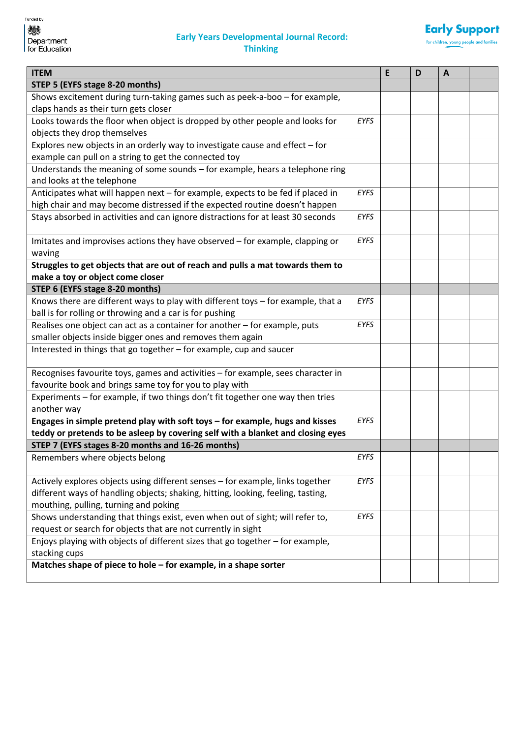Funded by Department for Education

# Early Years Developmental Journal Record: Thinking

Early Support
for children, young people and families

| ITEM | | E | D | A | |
|---|---|---|---|---|---|
| **STEP 5 (EYFS stage 8-20 months)** | | | | | |
| Shows excitement during turn-taking games such as peek-a-boo – for example, claps hands as their turn gets closer | | | | | |
| Looks towards the floor when object is dropped by other people and looks for objects they drop themselves | *EYFS* | | | | |
| Explores new objects in an orderly way to investigate cause and effect – for example can pull on a string to get the connected toy | | | | | |
| Understands the meaning of some sounds – for example, hears a telephone ring and looks at the telephone | | | | | |
| Anticipates what will happen next – for example, expects to be fed if placed in high chair and may become distressed if the expected routine doesn't happen | *EYFS* | | | | |
| Stays absorbed in activities and can ignore distractions for at least 30 seconds | *EYFS* | | | | |
| Imitates and improvises actions they have observed – for example, clapping or waving | *EYFS* | | | | |
| **Struggles to get objects that are out of reach and pulls a mat towards them to make a toy or object come closer** | | | | | |
| **STEP 6 (EYFS stage 8-20 months)** | | | | | |
| Knows there are different ways to play with different toys – for example, that a ball is for rolling or throwing and a car is for pushing | *EYFS* | | | | |
| Realises one object can act as a container for another – for example, puts smaller objects inside bigger ones and removes them again | *EYFS* | | | | |
| Interested in things that go together – for example, cup and saucer | | | | | |
| Recognises favourite toys, games and activities – for example, sees character in favourite book and brings same toy for you to play with | | | | | |
| Experiments – for example, if two things don't fit together one way then tries another way | | | | | |
| **Engages in simple pretend play with soft toys – for example, hugs and kisses teddy or pretends to be asleep by covering self with a blanket and closing eyes** | *EYFS* | | | | |
| **STEP 7 (EYFS stages 8-20 months and 16-26 months)** | | | | | |
| Remembers where objects belong | *EYFS* | | | | |
| Actively explores objects using different senses – for example, links together different ways of handling objects; shaking, hitting, looking, feeling, tasting, mouthing, pulling, turning and poking | *EYFS* | | | | |
| Shows understanding that things exist, even when out of sight; will refer to, request or search for objects that are not currently in sight | *EYFS* | | | | |
| Enjoys playing with objects of different sizes that go together – for example, stacking cups | | | | | |
| **Matches shape of piece to hole – for example, in a shape sorter** | | | | | |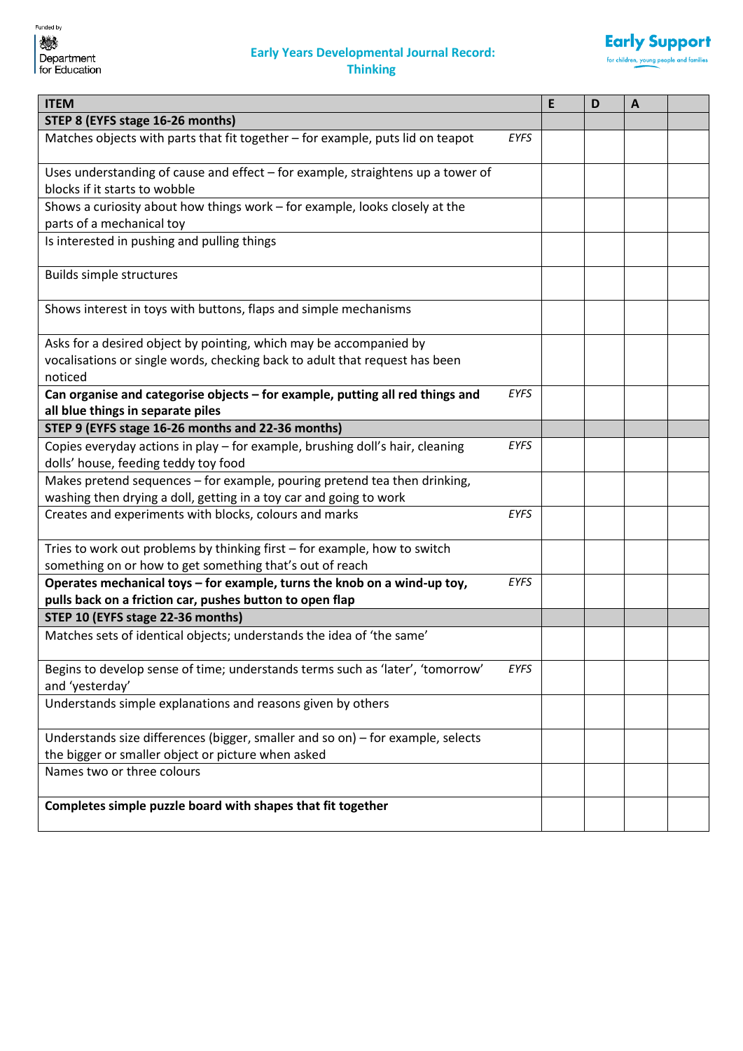Funded by Department for Education

# Early Years Developmental Journal Record: Thinking

Early Support
for children, young people and families

| ITEM | | E | D | A | |
|---|---|---|---|---|---|
| **STEP 8 (EYFS stage 16-26 months)** | | | | | |
| Matches objects with parts that fit together – for example, puts lid on teapot | *EYFS* | | | | |
| Uses understanding of cause and effect – for example, straightens up a tower of blocks if it starts to wobble | | | | | |
| Shows a curiosity about how things work – for example, looks closely at the parts of a mechanical toy | | | | | |
| Is interested in pushing and pulling things | | | | | |
| Builds simple structures | | | | | |
| Shows interest in toys with buttons, flaps and simple mechanisms | | | | | |
| Asks for a desired object by pointing, which may be accompanied by vocalisations or single words, checking back to adult that request has been noticed | | | | | |
| **Can organise and categorise objects – for example, putting all red things and all blue things in separate piles** | *EYFS* | | | | |
| **STEP 9 (EYFS stage 16-26 months and 22-36 months)** | | | | | |
| Copies everyday actions in play – for example, brushing doll's hair, cleaning dolls' house, feeding teddy toy food | *EYFS* | | | | |
| Makes pretend sequences – for example, pouring pretend tea then drinking, washing then drying a doll, getting in a toy car and going to work | | | | | |
| Creates and experiments with blocks, colours and marks | *EYFS* | | | | |
| Tries to work out problems by thinking first – for example, how to switch something on or how to get something that's out of reach | | | | | |
| **Operates mechanical toys – for example, turns the knob on a wind-up toy, pulls back on a friction car, pushes button to open flap** | *EYFS* | | | | |
| **STEP 10 (EYFS stage 22-36 months)** | | | | | |
| Matches sets of identical objects; understands the idea of 'the same' | | | | | |
| Begins to develop sense of time; understands terms such as 'later', 'tomorrow' and 'yesterday' | *EYFS* | | | | |
| Understands simple explanations and reasons given by others | | | | | |
| Understands size differences (bigger, smaller and so on) – for example, selects the bigger or smaller object or picture when asked | | | | | |
| Names two or three colours | | | | | |
| **Completes simple puzzle board with shapes that fit together** | | | | | |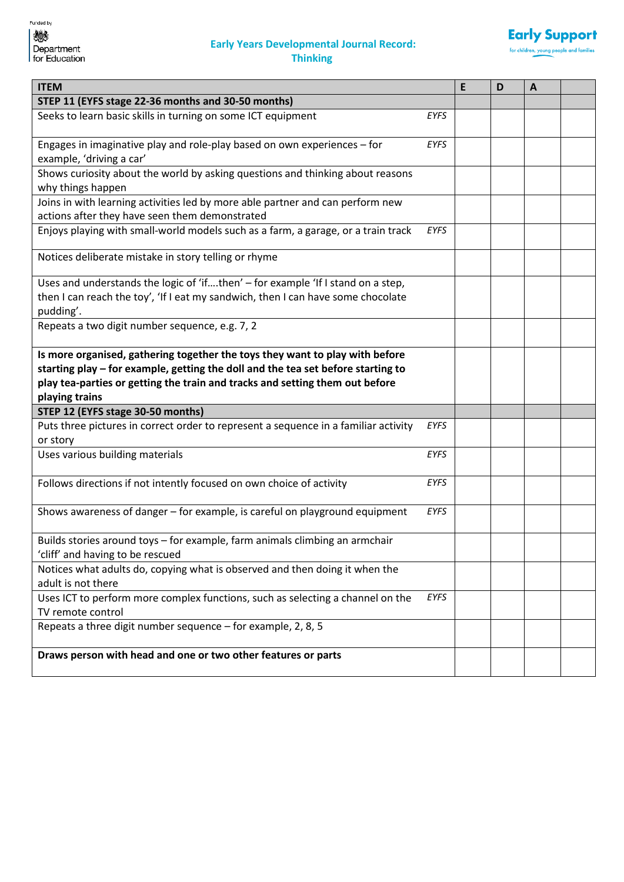Funded by Department for Education

# Early Years Developmental Journal Record: Thinking

Early Support for children, young people and families

| ITEM | | E | D | A | |
|---|---|---|---|---|---|
| **STEP 11 (EYFS stage 22-36 months and 30-50 months)** | | | | | |
| Seeks to learn basic skills in turning on some ICT equipment | *EYFS* | | | | |
| Engages in imaginative play and role-play based on own experiences – for example, 'driving a car' | *EYFS* | | | | |
| Shows curiosity about the world by asking questions and thinking about reasons why things happen | | | | | |
| Joins in with learning activities led by more able partner and can perform new actions after they have seen them demonstrated | | | | | |
| Enjoys playing with small-world models such as a farm, a garage, or a train track | *EYFS* | | | | |
| Notices deliberate mistake in story telling or rhyme | | | | | |
| Uses and understands the logic of 'if….then' – for example 'If I stand on a step, then I can reach the toy', 'If I eat my sandwich, then I can have some chocolate pudding'. | | | | | |
| Repeats a two digit number sequence, e.g. 7, 2 | | | | | |
| **Is more organised, gathering together the toys they want to play with before starting play – for example, getting the doll and the tea set before starting to play tea-parties or getting the train and tracks and setting them out before playing trains** | | | | | |
| **STEP 12 (EYFS stage 30-50 months)** | | | | | |
| Puts three pictures in correct order to represent a sequence in a familiar activity or story | *EYFS* | | | | |
| Uses various building materials | *EYFS* | | | | |
| Follows directions if not intently focused on own choice of activity | *EYFS* | | | | |
| Shows awareness of danger – for example, is careful on playground equipment | *EYFS* | | | | |
| Builds stories around toys – for example, farm animals climbing an armchair 'cliff' and having to be rescued | | | | | |
| Notices what adults do, copying what is observed and then doing it when the adult is not there | | | | | |
| Uses ICT to perform more complex functions, such as selecting a channel on the TV remote control | *EYFS* | | | | |
| Repeats a three digit number sequence – for example, 2, 8, 5 | | | | | |
| **Draws person with head and one or two other features or parts** | | | | | |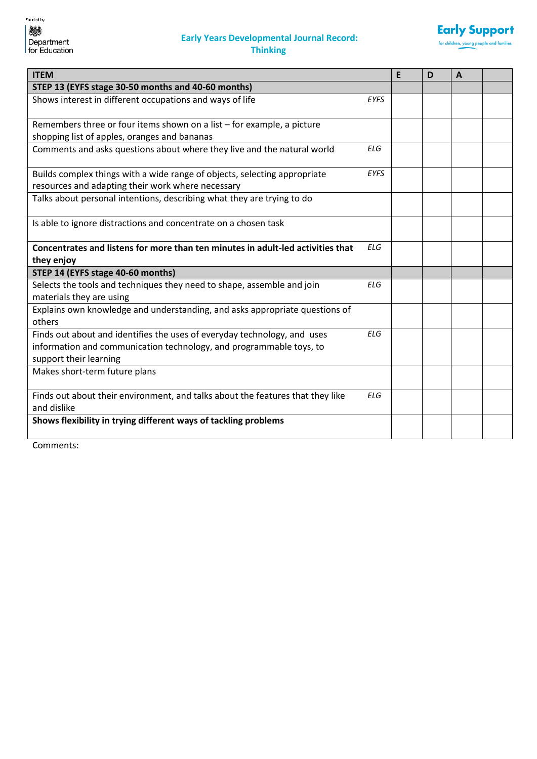# Early Years Developmental Journal Record: Thinking

| ITEM | | E | D | A | |
|---|---|---|---|---|---|
| **STEP 13 (EYFS stage 30-50 months and 40-60 months)** | | | | | |
| Shows interest in different occupations and ways of life | *EYFS* | | | | |
| Remembers three or four items shown on a list – for example, a picture shopping list of apples, oranges and bananas | | | | | |
| Comments and asks questions about where they live and the natural world | *ELG* | | | | |
| Builds complex things with a wide range of objects, selecting appropriate resources and adapting their work where necessary | *EYFS* | | | | |
| Talks about personal intentions, describing what they are trying to do | | | | | |
| Is able to ignore distractions and concentrate on a chosen task | | | | | |
| **Concentrates and listens for more than ten minutes in adult-led activities that they enjoy** | *ELG* | | | | |
| **STEP 14 (EYFS stage 40-60 months)** | | | | | |
| Selects the tools and techniques they need to shape, assemble and join materials they are using | *ELG* | | | | |
| Explains own knowledge and understanding, and asks appropriate questions of others | | | | | |
| Finds out about and identifies the uses of everyday technology, and uses information and communication technology, and programmable toys, to support their learning | *ELG* | | | | |
| Makes short-term future plans | | | | | |
| Finds out about their environment, and talks about the features that they like and dislike | *ELG* | | | | |
| **Shows flexibility in trying different ways of tackling problems** | | | | | |

Comments: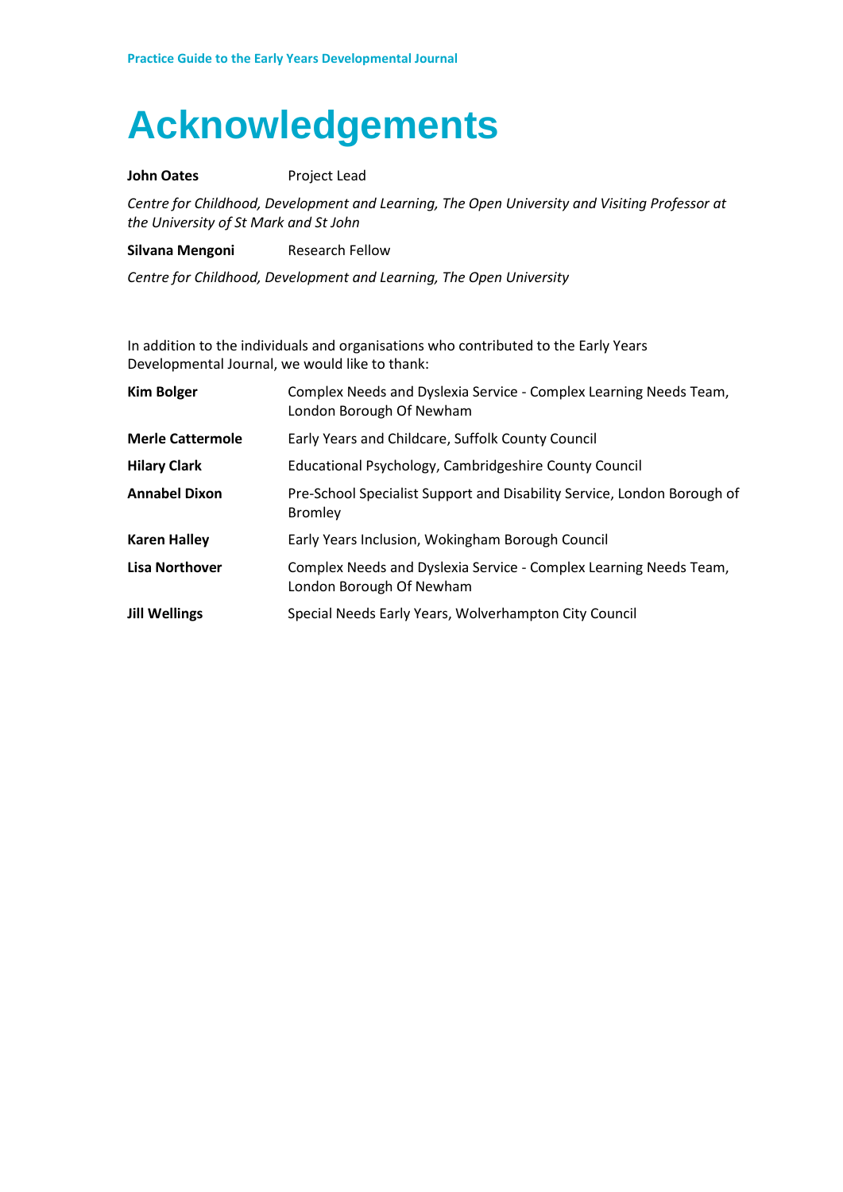# Acknowledgements

**John Oates** Project Lead

*Centre for Childhood, Development and Learning, The Open University and Visiting Professor at the University of St Mark and St John*

**Silvana Mengoni** Research Fellow

*Centre for Childhood, Development and Learning, The Open University*

In addition to the individuals and organisations who contributed to the Early Years Developmental Journal, we would like to thank:

| | |
|---|---|
| **Kim Bolger** | Complex Needs and Dyslexia Service - Complex Learning Needs Team, London Borough Of Newham |
| **Merle Cattermole** | Early Years and Childcare, Suffolk County Council |
| **Hilary Clark** | Educational Psychology, Cambridgeshire County Council |
| **Annabel Dixon** | Pre-School Specialist Support and Disability Service, London Borough of Bromley |
| **Karen Halley** | Early Years Inclusion, Wokingham Borough Council |
| **Lisa Northover** | Complex Needs and Dyslexia Service - Complex Learning Needs Team, London Borough Of Newham |
| **Jill Wellings** | Special Needs Early Years, Wolverhampton City Council |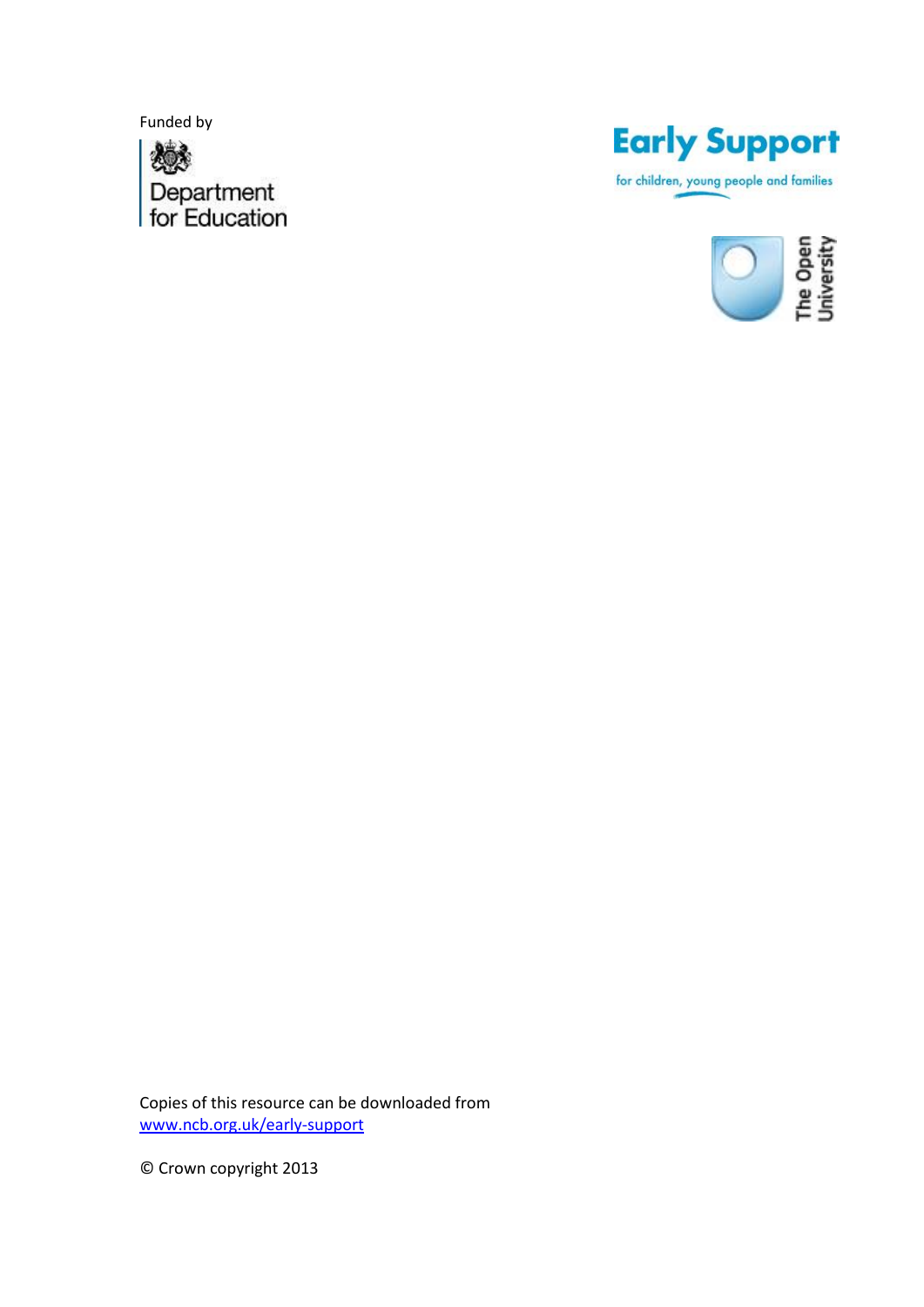Funded by

Department for Education

Early Support

for children, young people and families

The Open University

Copies of this resource can be downloaded from
www.ncb.org.uk/early-support

© Crown copyright 2013